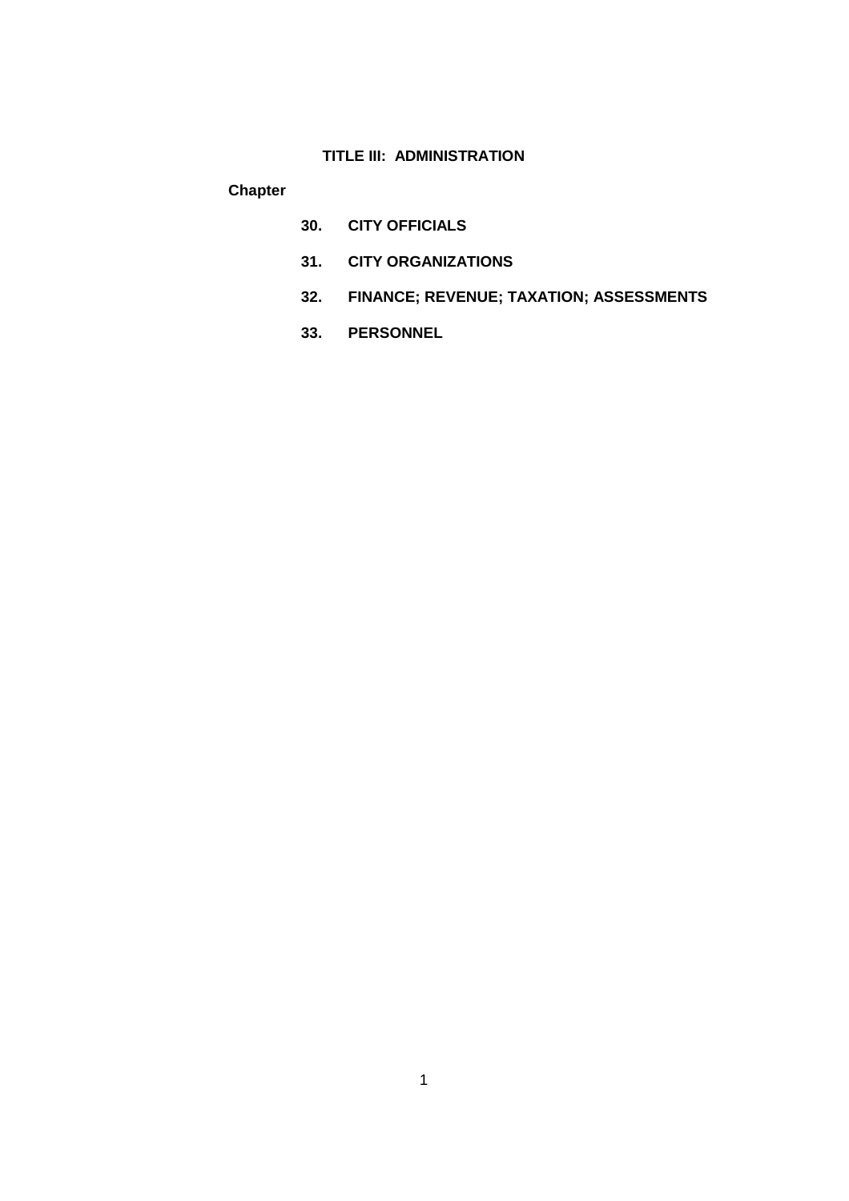# TITLE III: ADMINISTRATION

**Chapter**

**30. CITY OFFICIALS**

**31. CITY ORGANIZATIONS**

**32. FINANCE; REVENUE; TAXATION; ASSESSMENTS**

**33. PERSONNEL**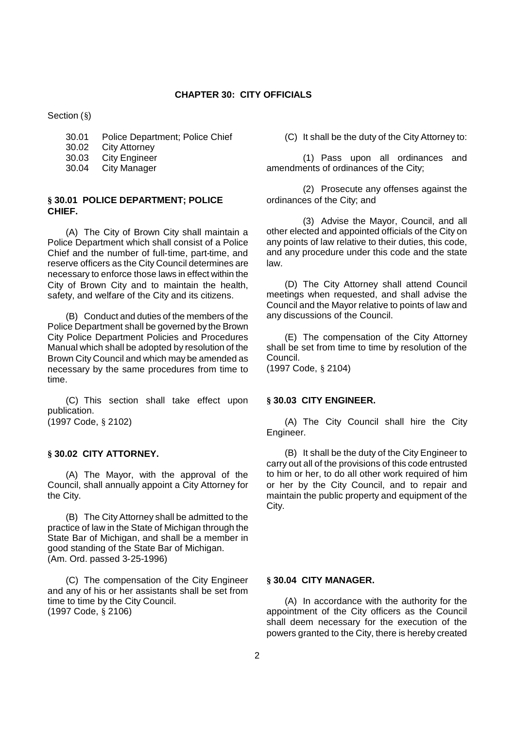# CHAPTER 30: CITY OFFICIALS

Section (§)

30.01 Police Department; Police Chief
30.02 City Attorney
30.03 City Engineer
30.04 City Manager

## § 30.01 POLICE DEPARTMENT; POLICE CHIEF.

(A) The City of Brown City shall maintain a Police Department which shall consist of a Police Chief and the number of full-time, part-time, and reserve officers as the City Council determines are necessary to enforce those laws in effect within the City of Brown City and to maintain the health, safety, and welfare of the City and its citizens.

(B) Conduct and duties of the members of the Police Department shall be governed by the Brown City Police Department Policies and Procedures Manual which shall be adopted by resolution of the Brown City Council and which may be amended as necessary by the same procedures from time to time.

(C) This section shall take effect upon publication.
(1997 Code, § 2102)

## § 30.02 CITY ATTORNEY.

(A) The Mayor, with the approval of the Council, shall annually appoint a City Attorney for the City.

(B) The City Attorney shall be admitted to the practice of law in the State of Michigan through the State Bar of Michigan, and shall be a member in good standing of the State Bar of Michigan.
(Am. Ord. passed 3-25-1996)

(C) It shall be the duty of the City Attorney to:

(1) Pass upon all ordinances and amendments of ordinances of the City;

(2) Prosecute any offenses against the ordinances of the City; and

(3) Advise the Mayor, Council, and all other elected and appointed officials of the City on any points of law relative to their duties, this code, and any procedure under this code and the state law.

(D) The City Attorney shall attend Council meetings when requested, and shall advise the Council and the Mayor relative to points of law and any discussions of the Council.

(E) The compensation of the City Attorney shall be set from time to time by resolution of the Council.
(1997 Code, § 2104)

## § 30.03 CITY ENGINEER.

(A) The City Council shall hire the City Engineer.

(B) It shall be the duty of the City Engineer to carry out all of the provisions of this code entrusted to him or her, to do all other work required of him or her by the City Council, and to repair and maintain the public property and equipment of the City.

(C) The compensation of the City Engineer and any of his or her assistants shall be set from time to time by the City Council.
(1997 Code, § 2106)

## § 30.04 CITY MANAGER.

(A) In accordance with the authority for the appointment of the City officers as the Council shall deem necessary for the execution of the powers granted to the City, there is hereby created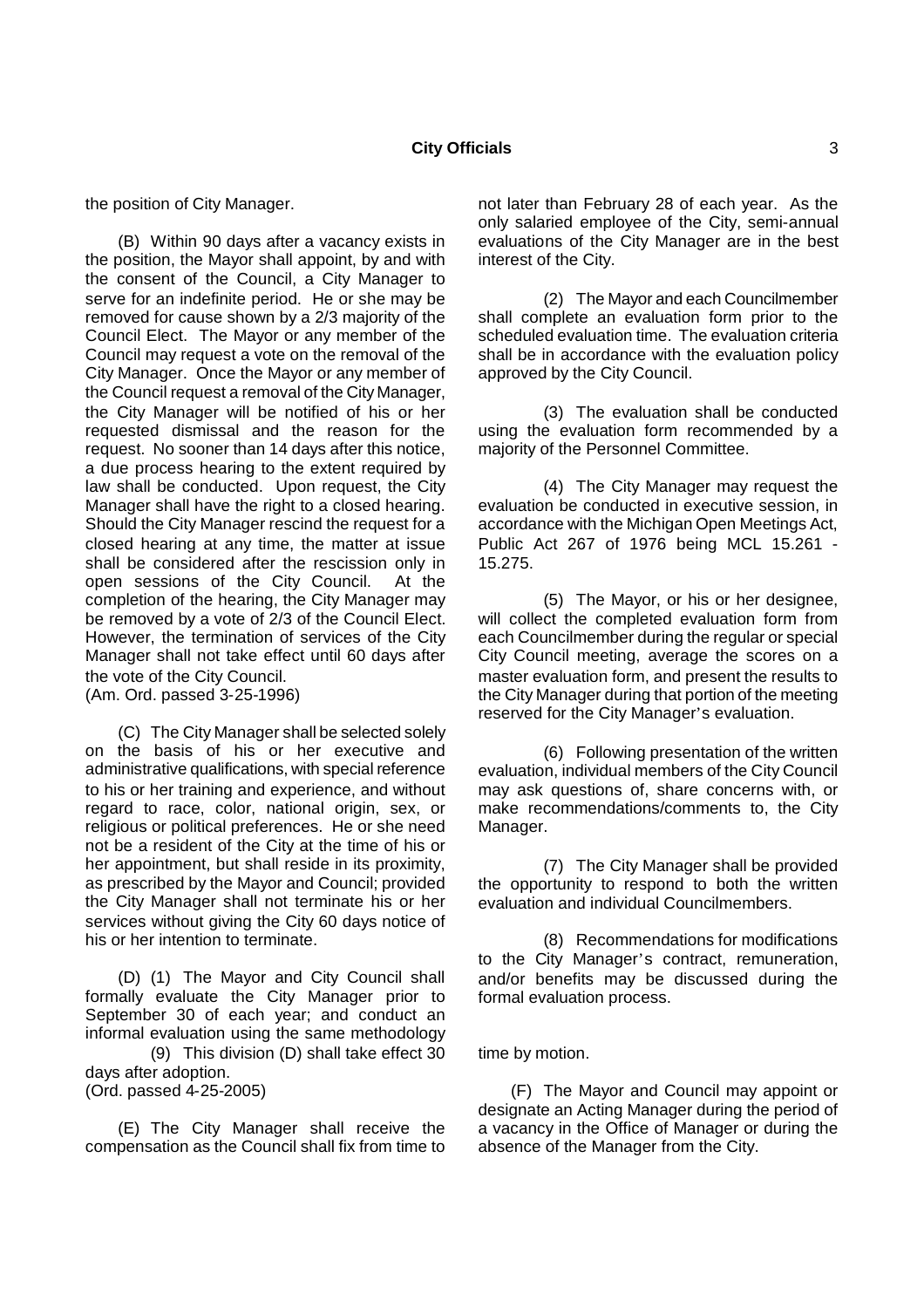the position of City Manager.

(B) Within 90 days after a vacancy exists in the position, the Mayor shall appoint, by and with the consent of the Council, a City Manager to serve for an indefinite period. He or she may be removed for cause shown by a 2/3 majority of the Council Elect. The Mayor or any member of the Council may request a vote on the removal of the City Manager. Once the Mayor or any member of the Council request a removal of the City Manager, the City Manager will be notified of his or her requested dismissal and the reason for the request. No sooner than 14 days after this notice, a due process hearing to the extent required by law shall be conducted. Upon request, the City Manager shall have the right to a closed hearing. Should the City Manager rescind the request for a closed hearing at any time, the matter at issue shall be considered after the rescission only in open sessions of the City Council. At the completion of the hearing, the City Manager may be removed by a vote of 2/3 of the Council Elect. However, the termination of services of the City Manager shall not take effect until 60 days after the vote of the City Council.
(Am. Ord. passed 3-25-1996)

(C) The City Manager shall be selected solely on the basis of his or her executive and administrative qualifications, with special reference to his or her training and experience, and without regard to race, color, national origin, sex, or religious or political preferences. He or she need not be a resident of the City at the time of his or her appointment, but shall reside in its proximity, as prescribed by the Mayor and Council; provided the City Manager shall not terminate his or her services without giving the City 60 days notice of his or her intention to terminate.

(D) (1) The Mayor and City Council shall formally evaluate the City Manager prior to September 30 of each year; and conduct an informal evaluation using the same methodology not later than February 28 of each year. As the only salaried employee of the City, semi-annual evaluations of the City Manager are in the best interest of the City.

(2) The Mayor and each Councilmember shall complete an evaluation form prior to the scheduled evaluation time. The evaluation criteria shall be in accordance with the evaluation policy approved by the City Council.

(3) The evaluation shall be conducted using the evaluation form recommended by a majority of the Personnel Committee.

(4) The City Manager may request the evaluation be conducted in executive session, in accordance with the Michigan Open Meetings Act, Public Act 267 of 1976 being MCL 15.261 - 15.275.

(5) The Mayor, or his or her designee, will collect the completed evaluation form from each Councilmember during the regular or special City Council meeting, average the scores on a master evaluation form, and present the results to the City Manager during that portion of the meeting reserved for the City Manager's evaluation.

(6) Following presentation of the written evaluation, individual members of the City Council may ask questions of, share concerns with, or make recommendations/comments to, the City Manager.

(7) The City Manager shall be provided the opportunity to respond to both the written evaluation and individual Councilmembers.

(8) Recommendations for modifications to the City Manager's contract, remuneration, and/or benefits may be discussed during the formal evaluation process.

(9) This division (D) shall take effect 30 days after adoption.
(Ord. passed 4-25-2005)

(E) The City Manager shall receive the compensation as the Council shall fix from time to time by motion.

(F) The Mayor and Council may appoint or designate an Acting Manager during the period of a vacancy in the Office of Manager or during the absence of the Manager from the City.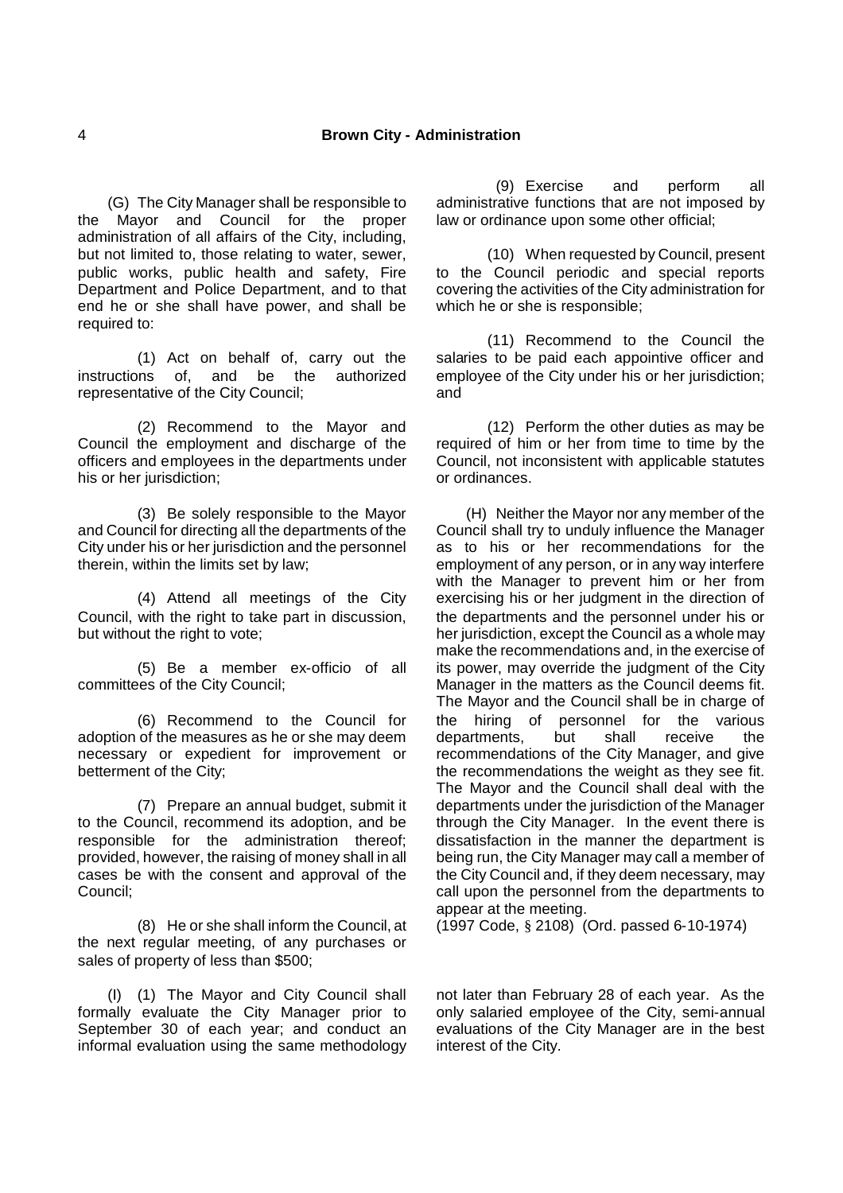(G) The City Manager shall be responsible to the Mayor and Council for the proper administration of all affairs of the City, including, but not limited to, those relating to water, sewer, public works, public health and safety, Fire Department and Police Department, and to that end he or she shall have power, and shall be required to:

(1) Act on behalf of, carry out the instructions of, and be the authorized representative of the City Council;

(2) Recommend to the Mayor and Council the employment and discharge of the officers and employees in the departments under his or her jurisdiction;

(3) Be solely responsible to the Mayor and Council for directing all the departments of the City under his or her jurisdiction and the personnel therein, within the limits set by law;

(4) Attend all meetings of the City Council, with the right to take part in discussion, but without the right to vote;

(5) Be a member ex-officio of all committees of the City Council;

(6) Recommend to the Council for adoption of the measures as he or she may deem necessary or expedient for improvement or betterment of the City;

(7) Prepare an annual budget, submit it to the Council, recommend its adoption, and be responsible for the administration thereof; provided, however, the raising of money shall in all cases be with the consent and approval of the Council;

(8) He or she shall inform the Council, at the next regular meeting, of any purchases or sales of property of less than $500;

(9) Exercise and perform all administrative functions that are not imposed by law or ordinance upon some other official;

(10) When requested by Council, present to the Council periodic and special reports covering the activities of the City administration for which he or she is responsible;

(11) Recommend to the Council the salaries to be paid each appointive officer and employee of the City under his or her jurisdiction; and

(12) Perform the other duties as may be required of him or her from time to time by the Council, not inconsistent with applicable statutes or ordinances.

(H) Neither the Mayor nor any member of the Council shall try to unduly influence the Manager as to his or her recommendations for the employment of any person, or in any way interfere with the Manager to prevent him or her from exercising his or her judgment in the direction of the departments and the personnel under his or her jurisdiction, except the Council as a whole may make the recommendations and, in the exercise of its power, may override the judgment of the City Manager in the matters as the Council deems fit. The Mayor and the Council shall be in charge of the hiring of personnel for the various departments, but shall receive the recommendations of the City Manager, and give the recommendations the weight as they see fit. The Mayor and the Council shall deal with the departments under the jurisdiction of the Manager through the City Manager. In the event there is dissatisfaction in the manner the department is being run, the City Manager may call a member of the City Council and, if they deem necessary, may call upon the personnel from the departments to appear at the meeting.

(1997 Code, § 2108) (Ord. passed 6-10-1974)

(I) (1) The Mayor and City Council shall formally evaluate the City Manager prior to September 30 of each year; and conduct an informal evaluation using the same methodology not later than February 28 of each year. As the only salaried employee of the City, semi-annual evaluations of the City Manager are in the best interest of the City.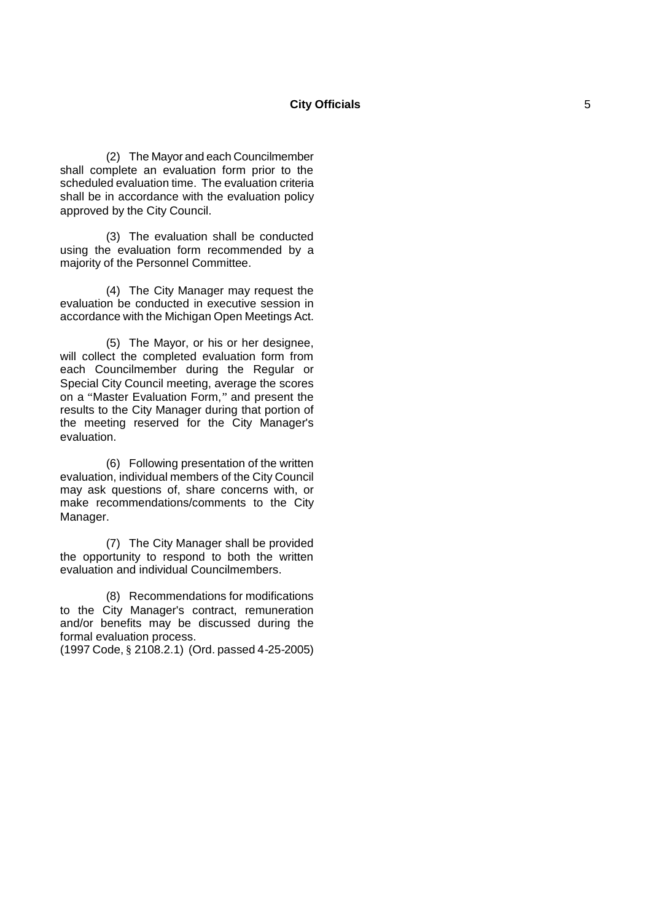(2) The Mayor and each Councilmember shall complete an evaluation form prior to the scheduled evaluation time. The evaluation criteria shall be in accordance with the evaluation policy approved by the City Council.

(3) The evaluation shall be conducted using the evaluation form recommended by a majority of the Personnel Committee.

(4) The City Manager may request the evaluation be conducted in executive session in accordance with the Michigan Open Meetings Act.

(5) The Mayor, or his or her designee, will collect the completed evaluation form from each Councilmember during the Regular or Special City Council meeting, average the scores on a "Master Evaluation Form," and present the results to the City Manager during that portion of the meeting reserved for the City Manager's evaluation.

(6) Following presentation of the written evaluation, individual members of the City Council may ask questions of, share concerns with, or make recommendations/comments to the City Manager.

(7) The City Manager shall be provided the opportunity to respond to both the written evaluation and individual Councilmembers.

(8) Recommendations for modifications to the City Manager's contract, remuneration and/or benefits may be discussed during the formal evaluation process.

(1997 Code, § 2108.2.1) (Ord. passed 4-25-2005)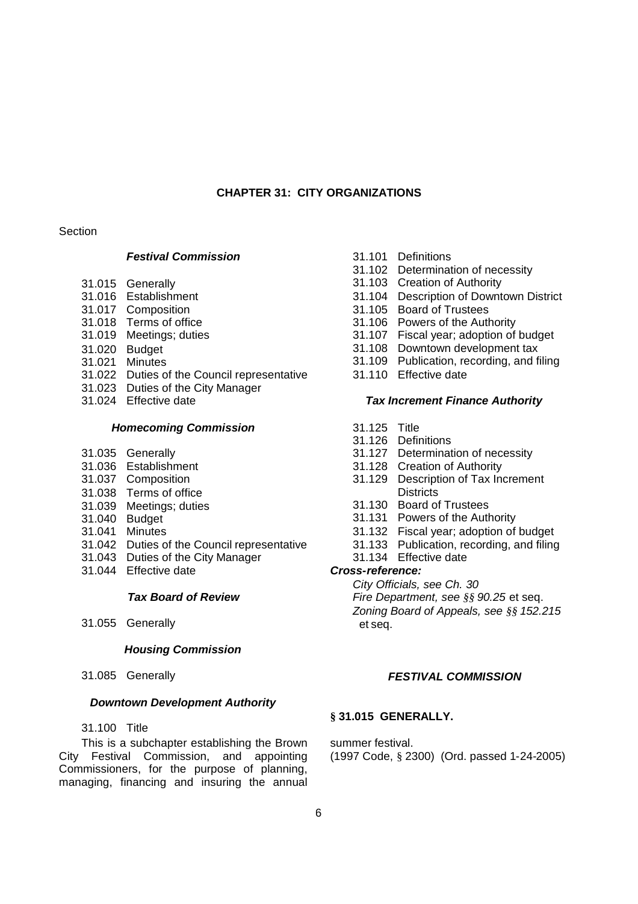# CHAPTER 31: CITY ORGANIZATIONS

Section

***Festival Commission***

31.015 Generally
31.016 Establishment
31.017 Composition
31.018 Terms of office
31.019 Meetings; duties
31.020 Budget
31.021 Minutes
31.022 Duties of the Council representative
31.023 Duties of the City Manager
31.024 Effective date

***Homecoming Commission***

31.035 Generally
31.036 Establishment
31.037 Composition
31.038 Terms of office
31.039 Meetings; duties
31.040 Budget
31.041 Minutes
31.042 Duties of the Council representative
31.043 Duties of the City Manager
31.044 Effective date

***Tax Board of Review***

31.055 Generally

***Housing Commission***

31.085 Generally

***Downtown Development Authority***

31.100 Title
31.101 Definitions
31.102 Determination of necessity
31.103 Creation of Authority
31.104 Description of Downtown District
31.105 Board of Trustees
31.106 Powers of the Authority
31.107 Fiscal year; adoption of budget
31.108 Downtown development tax
31.109 Publication, recording, and filing
31.110 Effective date

***Tax Increment Finance Authority***

31.125 Title
31.126 Definitions
31.127 Determination of necessity
31.128 Creation of Authority
31.129 Description of Tax Increment Districts
31.130 Board of Trustees
31.131 Powers of the Authority
31.132 Fiscal year; adoption of budget
31.133 Publication, recording, and filing
31.134 Effective date

***Cross-reference:***

*City Officials, see Ch. 30*
*Fire Department, see §§ 90.25* et seq.
*Zoning Board of Appeals, see §§ 152.215* et seq.

## *FESTIVAL COMMISSION*

### § 31.015 GENERALLY.

This is a subchapter establishing the Brown City Festival Commission, and appointing Commissioners, for the purpose of planning, managing, financing and insuring the annual summer festival.
(1997 Code, § 2300) (Ord. passed 1-24-2005)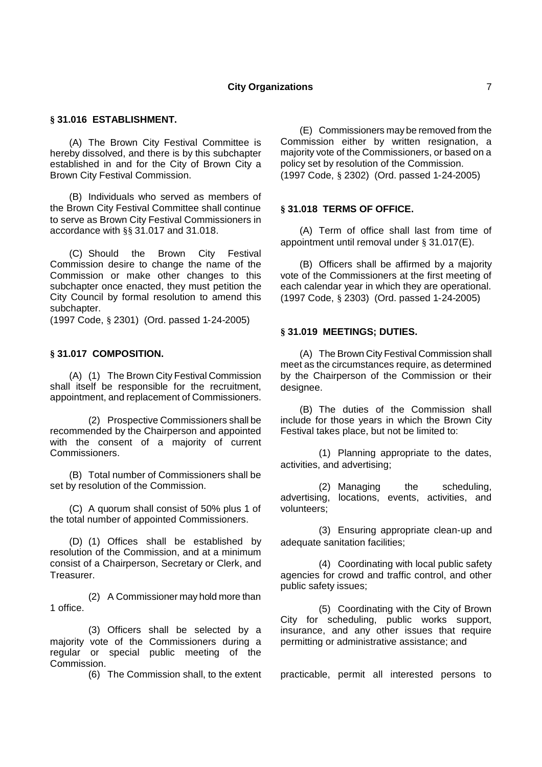## § 31.016 ESTABLISHMENT.

(A) The Brown City Festival Committee is hereby dissolved, and there is by this subchapter established in and for the City of Brown City a Brown City Festival Commission.

(B) Individuals who served as members of the Brown City Festival Committee shall continue to serve as Brown City Festival Commissioners in accordance with §§ 31.017 and 31.018.

(C) Should the Brown City Festival Commission desire to change the name of the Commission or make other changes to this subchapter once enacted, they must petition the City Council by formal resolution to amend this subchapter.
(1997 Code, § 2301) (Ord. passed 1-24-2005)

## § 31.017 COMPOSITION.

(A) (1) The Brown City Festival Commission shall itself be responsible for the recruitment, appointment, and replacement of Commissioners.

(2) Prospective Commissioners shall be recommended by the Chairperson and appointed with the consent of a majority of current Commissioners.

(B) Total number of Commissioners shall be set by resolution of the Commission.

(C) A quorum shall consist of 50% plus 1 of the total number of appointed Commissioners.

(D) (1) Offices shall be established by resolution of the Commission, and at a minimum consist of a Chairperson, Secretary or Clerk, and Treasurer.

(2) A Commissioner may hold more than 1 office.

(3) Officers shall be selected by a majority vote of the Commissioners during a regular or special public meeting of the Commission.

(E) Commissioners may be removed from the Commission either by written resignation, a majority vote of the Commissioners, or based on a policy set by resolution of the Commission.
(1997 Code, § 2302) (Ord. passed 1-24-2005)

## § 31.018 TERMS OF OFFICE.

(A) Term of office shall last from time of appointment until removal under § 31.017(E).

(B) Officers shall be affirmed by a majority vote of the Commissioners at the first meeting of each calendar year in which they are operational.
(1997 Code, § 2303) (Ord. passed 1-24-2005)

## § 31.019 MEETINGS; DUTIES.

(A) The Brown City Festival Commission shall meet as the circumstances require, as determined by the Chairperson of the Commission or their designee.

(B) The duties of the Commission shall include for those years in which the Brown City Festival takes place, but not be limited to:

(1) Planning appropriate to the dates, activities, and advertising;

(2) Managing the scheduling, advertising, locations, events, activities, and volunteers;

(3) Ensuring appropriate clean-up and adequate sanitation facilities;

(4) Coordinating with local public safety agencies for crowd and traffic control, and other public safety issues;

(5) Coordinating with the City of Brown City for scheduling, public works support, insurance, and any other issues that require permitting or administrative assistance; and

(6) The Commission shall, to the extent practicable, permit all interested persons to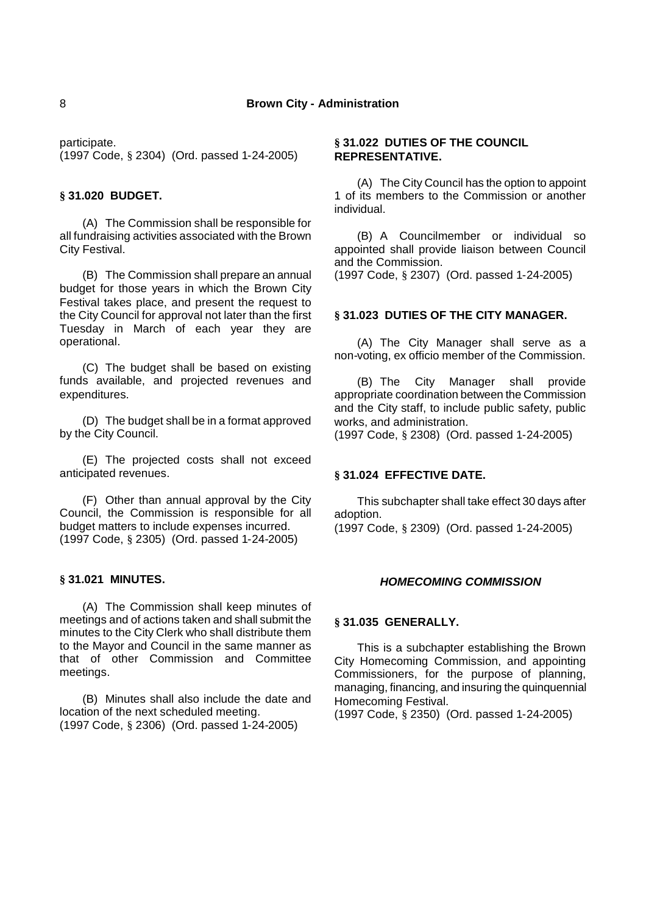participate.
(1997 Code, § 2304) (Ord. passed 1-24-2005)

**§ 31.020 BUDGET.**

(A) The Commission shall be responsible for all fundraising activities associated with the Brown City Festival.

(B) The Commission shall prepare an annual budget for those years in which the Brown City Festival takes place, and present the request to the City Council for approval not later than the first Tuesday in March of each year they are operational.

(C) The budget shall be based on existing funds available, and projected revenues and expenditures.

(D) The budget shall be in a format approved by the City Council.

(E) The projected costs shall not exceed anticipated revenues.

(F) Other than annual approval by the City Council, the Commission is responsible for all budget matters to include expenses incurred.
(1997 Code, § 2305) (Ord. passed 1-24-2005)

**§ 31.021 MINUTES.**

(A) The Commission shall keep minutes of meetings and of actions taken and shall submit the minutes to the City Clerk who shall distribute them to the Mayor and Council in the same manner as that of other Commission and Committee meetings.

(B) Minutes shall also include the date and location of the next scheduled meeting.
(1997 Code, § 2306) (Ord. passed 1-24-2005)

**§ 31.022 DUTIES OF THE COUNCIL REPRESENTATIVE.**

(A) The City Council has the option to appoint 1 of its members to the Commission or another individual.

(B) A Councilmember or individual so appointed shall provide liaison between Council and the Commission.
(1997 Code, § 2307) (Ord. passed 1-24-2005)

**§ 31.023 DUTIES OF THE CITY MANAGER.**

(A) The City Manager shall serve as a non-voting, ex officio member of the Commission.

(B) The City Manager shall provide appropriate coordination between the Commission and the City staff, to include public safety, public works, and administration.
(1997 Code, § 2308) (Ord. passed 1-24-2005)

**§ 31.024 EFFECTIVE DATE.**

This subchapter shall take effect 30 days after adoption.
(1997 Code, § 2309) (Ord. passed 1-24-2005)

***HOMECOMING COMMISSION***

**§ 31.035 GENERALLY.**

This is a subchapter establishing the Brown City Homecoming Commission, and appointing Commissioners, for the purpose of planning, managing, financing, and insuring the quinquennial Homecoming Festival.
(1997 Code, § 2350) (Ord. passed 1-24-2005)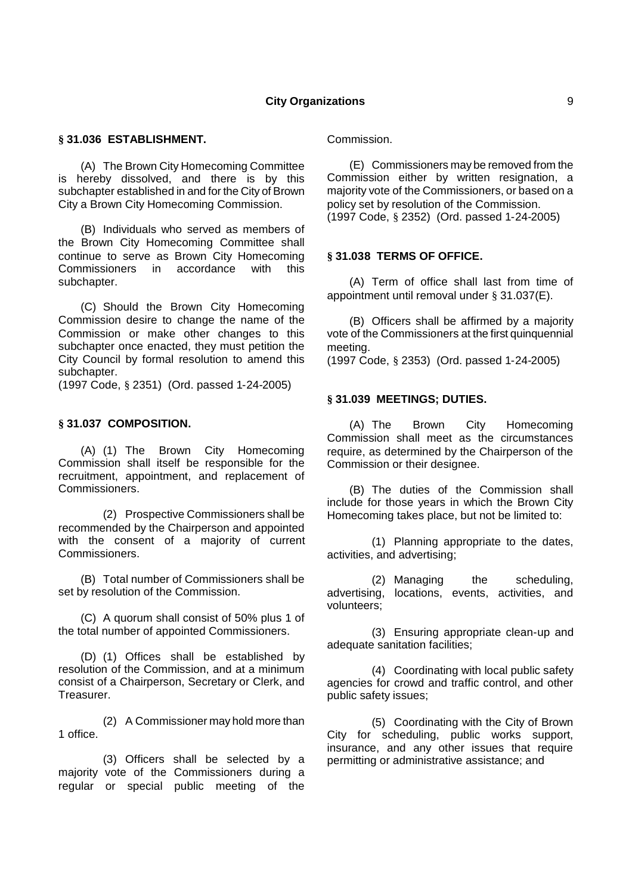### § 31.036 ESTABLISHMENT.

(A) The Brown City Homecoming Committee is hereby dissolved, and there is by this subchapter established in and for the City of Brown City a Brown City Homecoming Commission.

(B) Individuals who served as members of the Brown City Homecoming Committee shall continue to serve as Brown City Homecoming Commissioners in accordance with this subchapter.

(C) Should the Brown City Homecoming Commission desire to change the name of the Commission or make other changes to this subchapter once enacted, they must petition the City Council by formal resolution to amend this subchapter.

(1997 Code, § 2351) (Ord. passed 1-24-2005)

### § 31.037 COMPOSITION.

(A) (1) The Brown City Homecoming Commission shall itself be responsible for the recruitment, appointment, and replacement of Commissioners.

(2) Prospective Commissioners shall be recommended by the Chairperson and appointed with the consent of a majority of current Commissioners.

(B) Total number of Commissioners shall be set by resolution of the Commission.

(C) A quorum shall consist of 50% plus 1 of the total number of appointed Commissioners.

(D) (1) Offices shall be established by resolution of the Commission, and at a minimum consist of a Chairperson, Secretary or Clerk, and Treasurer.

(2) A Commissioner may hold more than 1 office.

(3) Officers shall be selected by a majority vote of the Commissioners during a regular or special public meeting of the Commission.

(E) Commissioners may be removed from the Commission either by written resignation, a majority vote of the Commissioners, or based on a policy set by resolution of the Commission.

(1997 Code, § 2352) (Ord. passed 1-24-2005)

### § 31.038 TERMS OF OFFICE.

(A) Term of office shall last from time of appointment until removal under § 31.037(E).

(B) Officers shall be affirmed by a majority vote of the Commissioners at the first quinquennial meeting.

(1997 Code, § 2353) (Ord. passed 1-24-2005)

### § 31.039 MEETINGS; DUTIES.

(A) The Brown City Homecoming Commission shall meet as the circumstances require, as determined by the Chairperson of the Commission or their designee.

(B) The duties of the Commission shall include for those years in which the Brown City Homecoming takes place, but not be limited to:

(1) Planning appropriate to the dates, activities, and advertising;

(2) Managing the scheduling, advertising, locations, events, activities, and volunteers;

(3) Ensuring appropriate clean-up and adequate sanitation facilities;

(4) Coordinating with local public safety agencies for crowd and traffic control, and other public safety issues;

(5) Coordinating with the City of Brown City for scheduling, public works support, insurance, and any other issues that require permitting or administrative assistance; and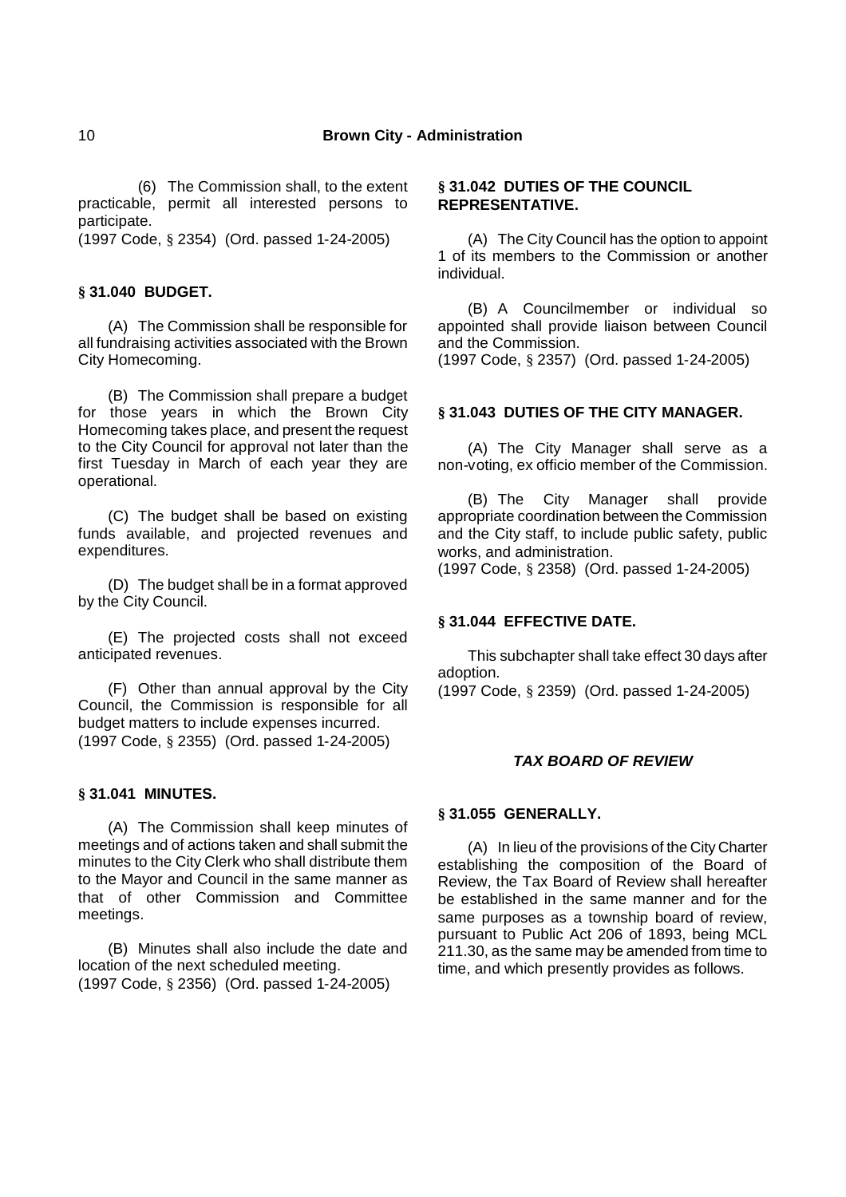(6) The Commission shall, to the extent practicable, permit all interested persons to participate.
(1997 Code, § 2354) (Ord. passed 1-24-2005)

**§ 31.040 BUDGET.**

(A) The Commission shall be responsible for all fundraising activities associated with the Brown City Homecoming.

(B) The Commission shall prepare a budget for those years in which the Brown City Homecoming takes place, and present the request to the City Council for approval not later than the first Tuesday in March of each year they are operational.

(C) The budget shall be based on existing funds available, and projected revenues and expenditures.

(D) The budget shall be in a format approved by the City Council.

(E) The projected costs shall not exceed anticipated revenues.

(F) Other than annual approval by the City Council, the Commission is responsible for all budget matters to include expenses incurred.
(1997 Code, § 2355) (Ord. passed 1-24-2005)

**§ 31.041 MINUTES.**

(A) The Commission shall keep minutes of meetings and of actions taken and shall submit the minutes to the City Clerk who shall distribute them to the Mayor and Council in the same manner as that of other Commission and Committee meetings.

(B) Minutes shall also include the date and location of the next scheduled meeting.
(1997 Code, § 2356) (Ord. passed 1-24-2005)

**§ 31.042 DUTIES OF THE COUNCIL REPRESENTATIVE.**

(A) The City Council has the option to appoint 1 of its members to the Commission or another individual.

(B) A Councilmember or individual so appointed shall provide liaison between Council and the Commission.
(1997 Code, § 2357) (Ord. passed 1-24-2005)

**§ 31.043 DUTIES OF THE CITY MANAGER.**

(A) The City Manager shall serve as a non-voting, ex officio member of the Commission.

(B) The City Manager shall provide appropriate coordination between the Commission and the City staff, to include public safety, public works, and administration.
(1997 Code, § 2358) (Ord. passed 1-24-2005)

**§ 31.044 EFFECTIVE DATE.**

This subchapter shall take effect 30 days after adoption.
(1997 Code, § 2359) (Ord. passed 1-24-2005)

## *TAX BOARD OF REVIEW*

**§ 31.055 GENERALLY.**

(A) In lieu of the provisions of the City Charter establishing the composition of the Board of Review, the Tax Board of Review shall hereafter be established in the same manner and for the same purposes as a township board of review, pursuant to Public Act 206 of 1893, being MCL 211.30, as the same may be amended from time to time, and which presently provides as follows.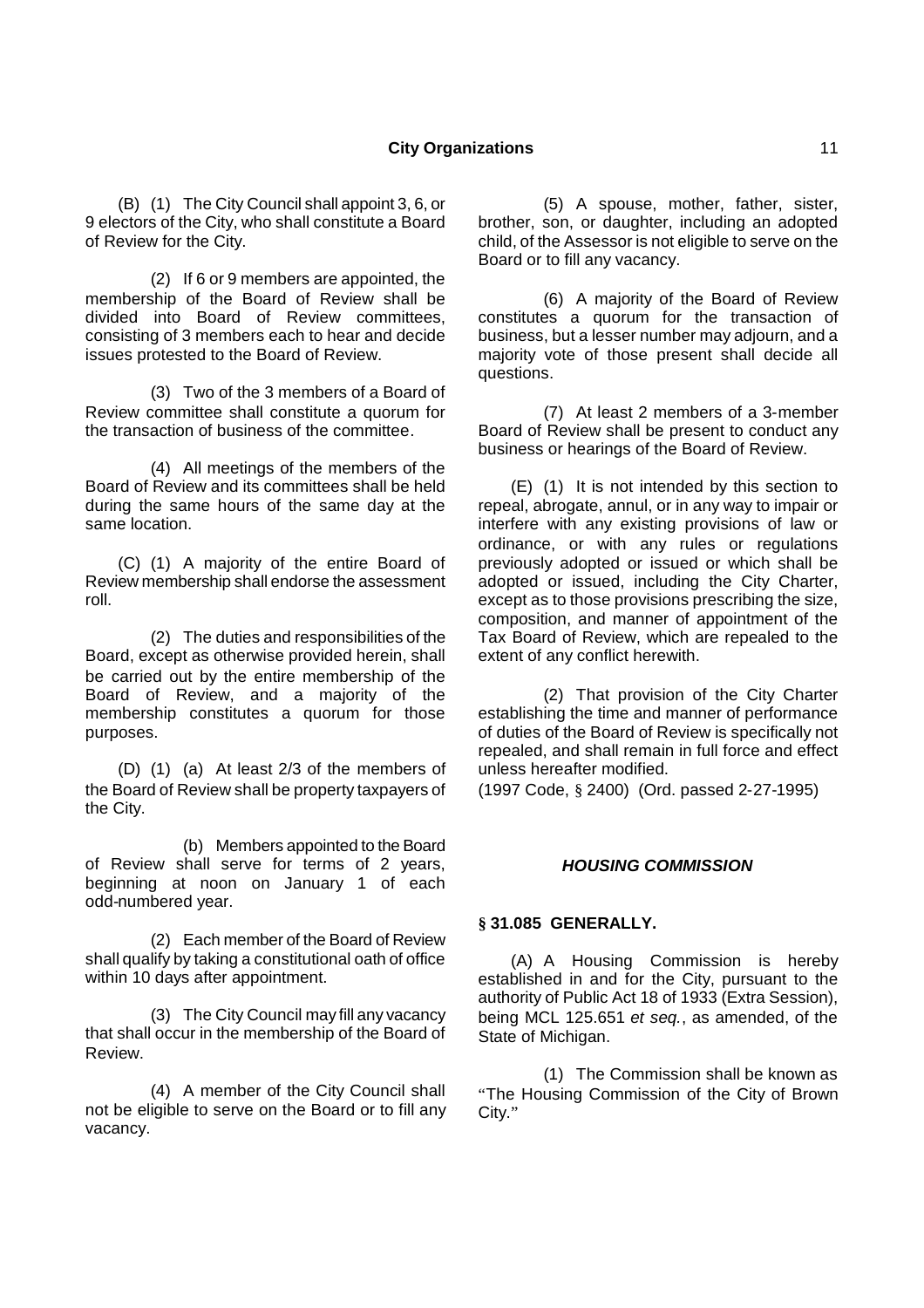(B) (1) The City Council shall appoint 3, 6, or 9 electors of the City, who shall constitute a Board of Review for the City.

(2) If 6 or 9 members are appointed, the membership of the Board of Review shall be divided into Board of Review committees, consisting of 3 members each to hear and decide issues protested to the Board of Review.

(3) Two of the 3 members of a Board of Review committee shall constitute a quorum for the transaction of business of the committee.

(4) All meetings of the members of the Board of Review and its committees shall be held during the same hours of the same day at the same location.

(C) (1) A majority of the entire Board of Review membership shall endorse the assessment roll.

(2) The duties and responsibilities of the Board, except as otherwise provided herein, shall be carried out by the entire membership of the Board of Review, and a majority of the membership constitutes a quorum for those purposes.

(D) (1) (a) At least 2/3 of the members of the Board of Review shall be property taxpayers of the City.

(b) Members appointed to the Board of Review shall serve for terms of 2 years, beginning at noon on January 1 of each odd-numbered year.

(2) Each member of the Board of Review shall qualify by taking a constitutional oath of office within 10 days after appointment.

(3) The City Council may fill any vacancy that shall occur in the membership of the Board of Review.

(4) A member of the City Council shall not be eligible to serve on the Board or to fill any vacancy.

(5) A spouse, mother, father, sister, brother, son, or daughter, including an adopted child, of the Assessor is not eligible to serve on the Board or to fill any vacancy.

(6) A majority of the Board of Review constitutes a quorum for the transaction of business, but a lesser number may adjourn, and a majority vote of those present shall decide all questions.

(7) At least 2 members of a 3-member Board of Review shall be present to conduct any business or hearings of the Board of Review.

(E) (1) It is not intended by this section to repeal, abrogate, annul, or in any way to impair or interfere with any existing provisions of law or ordinance, or with any rules or regulations previously adopted or issued or which shall be adopted or issued, including the City Charter, except as to those provisions prescribing the size, composition, and manner of appointment of the Tax Board of Review, which are repealed to the extent of any conflict herewith.

(2) That provision of the City Charter establishing the time and manner of performance of duties of the Board of Review is specifically not repealed, and shall remain in full force and effect unless hereafter modified.

(1997 Code, § 2400) (Ord. passed 2-27-1995)

## *HOUSING COMMISSION*

### § 31.085 GENERALLY.

(A) A Housing Commission is hereby established in and for the City, pursuant to the authority of Public Act 18 of 1933 (Extra Session), being MCL 125.651 *et seq.*, as amended, of the State of Michigan.

(1) The Commission shall be known as "The Housing Commission of the City of Brown City."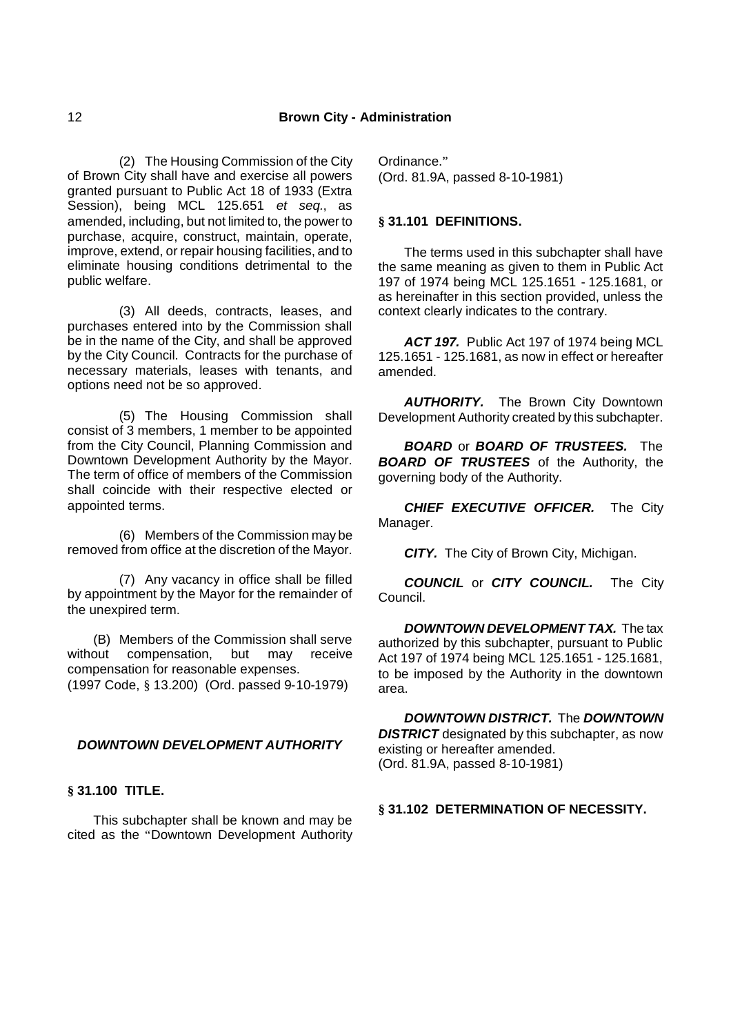(2) The Housing Commission of the City of Brown City shall have and exercise all powers granted pursuant to Public Act 18 of 1933 (Extra Session), being MCL 125.651 *et seq.*, as amended, including, but not limited to, the power to purchase, acquire, construct, maintain, operate, improve, extend, or repair housing facilities, and to eliminate housing conditions detrimental to the public welfare.

(3) All deeds, contracts, leases, and purchases entered into by the Commission shall be in the name of the City, and shall be approved by the City Council. Contracts for the purchase of necessary materials, leases with tenants, and options need not be so approved.

(5) The Housing Commission shall consist of 3 members, 1 member to be appointed from the City Council, Planning Commission and Downtown Development Authority by the Mayor. The term of office of members of the Commission shall coincide with their respective elected or appointed terms.

(6) Members of the Commission may be removed from office at the discretion of the Mayor.

(7) Any vacancy in office shall be filled by appointment by the Mayor for the remainder of the unexpired term.

(B) Members of the Commission shall serve without compensation, but may receive compensation for reasonable expenses.
(1997 Code, § 13.200) (Ord. passed 9-10-1979)

## *DOWNTOWN DEVELOPMENT AUTHORITY*

### § 31.100 TITLE.

This subchapter shall be known and may be cited as the "Downtown Development Authority Ordinance."
(Ord. 81.9A, passed 8-10-1981)

### § 31.101 DEFINITIONS.

The terms used in this subchapter shall have the same meaning as given to them in Public Act 197 of 1974 being MCL 125.1651 - 125.1681, or as hereinafter in this section provided, unless the context clearly indicates to the contrary.

***ACT 197.*** Public Act 197 of 1974 being MCL 125.1651 - 125.1681, as now in effect or hereafter amended.

***AUTHORITY.*** The Brown City Downtown Development Authority created by this subchapter.

***BOARD*** or ***BOARD OF TRUSTEES.*** The ***BOARD OF TRUSTEES*** of the Authority, the governing body of the Authority.

***CHIEF EXECUTIVE OFFICER.*** The City Manager.

***CITY.*** The City of Brown City, Michigan.

***COUNCIL*** or ***CITY COUNCIL.*** The City Council.

***DOWNTOWN DEVELOPMENT TAX.*** The tax authorized by this subchapter, pursuant to Public Act 197 of 1974 being MCL 125.1651 - 125.1681, to be imposed by the Authority in the downtown area.

***DOWNTOWN DISTRICT.*** The ***DOWNTOWN DISTRICT*** designated by this subchapter, as now existing or hereafter amended.
(Ord. 81.9A, passed 8-10-1981)

### § 31.102 DETERMINATION OF NECESSITY.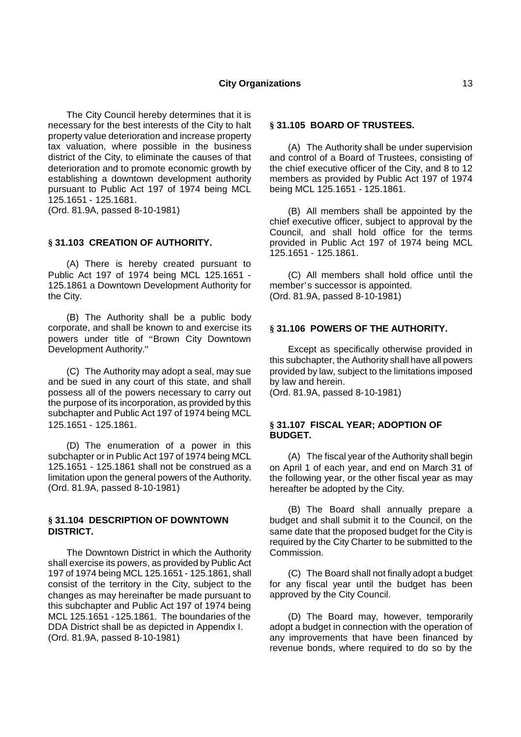The City Council hereby determines that it is necessary for the best interests of the City to halt property value deterioration and increase property tax valuation, where possible in the business district of the City, to eliminate the causes of that deterioration and to promote economic growth by establishing a downtown development authority pursuant to Public Act 197 of 1974 being MCL 125.1651 - 125.1681.
(Ord. 81.9A, passed 8-10-1981)

### § 31.103 CREATION OF AUTHORITY.

(A) There is hereby created pursuant to Public Act 197 of 1974 being MCL 125.1651 - 125.1861 a Downtown Development Authority for the City.

(B) The Authority shall be a public body corporate, and shall be known to and exercise its powers under title of "Brown City Downtown Development Authority."

(C) The Authority may adopt a seal, may sue and be sued in any court of this state, and shall possess all of the powers necessary to carry out the purpose of its incorporation, as provided by this subchapter and Public Act 197 of 1974 being MCL 125.1651 - 125.1861.

(D) The enumeration of a power in this subchapter or in Public Act 197 of 1974 being MCL 125.1651 - 125.1861 shall not be construed as a limitation upon the general powers of the Authority.
(Ord. 81.9A, passed 8-10-1981)

### § 31.104 DESCRIPTION OF DOWNTOWN DISTRICT.

The Downtown District in which the Authority shall exercise its powers, as provided by Public Act 197 of 1974 being MCL 125.1651 - 125.1861, shall consist of the territory in the City, subject to the changes as may hereinafter be made pursuant to this subchapter and Public Act 197 of 1974 being MCL 125.1651 - 125.1861. The boundaries of the DDA District shall be as depicted in Appendix I.
(Ord. 81.9A, passed 8-10-1981)

### § 31.105 BOARD OF TRUSTEES.

(A) The Authority shall be under supervision and control of a Board of Trustees, consisting of the chief executive officer of the City, and 8 to 12 members as provided by Public Act 197 of 1974 being MCL 125.1651 - 125.1861.

(B) All members shall be appointed by the chief executive officer, subject to approval by the Council, and shall hold office for the terms provided in Public Act 197 of 1974 being MCL 125.1651 - 125.1861.

(C) All members shall hold office until the member's successor is appointed.
(Ord. 81.9A, passed 8-10-1981)

### § 31.106 POWERS OF THE AUTHORITY.

Except as specifically otherwise provided in this subchapter, the Authority shall have all powers provided by law, subject to the limitations imposed by law and herein.
(Ord. 81.9A, passed 8-10-1981)

### § 31.107 FISCAL YEAR; ADOPTION OF BUDGET.

(A) The fiscal year of the Authority shall begin on April 1 of each year, and end on March 31 of the following year, or the other fiscal year as may hereafter be adopted by the City.

(B) The Board shall annually prepare a budget and shall submit it to the Council, on the same date that the proposed budget for the City is required by the City Charter to be submitted to the Commission.

(C) The Board shall not finally adopt a budget for any fiscal year until the budget has been approved by the City Council.

(D) The Board may, however, temporarily adopt a budget in connection with the operation of any improvements that have been financed by revenue bonds, where required to do so by the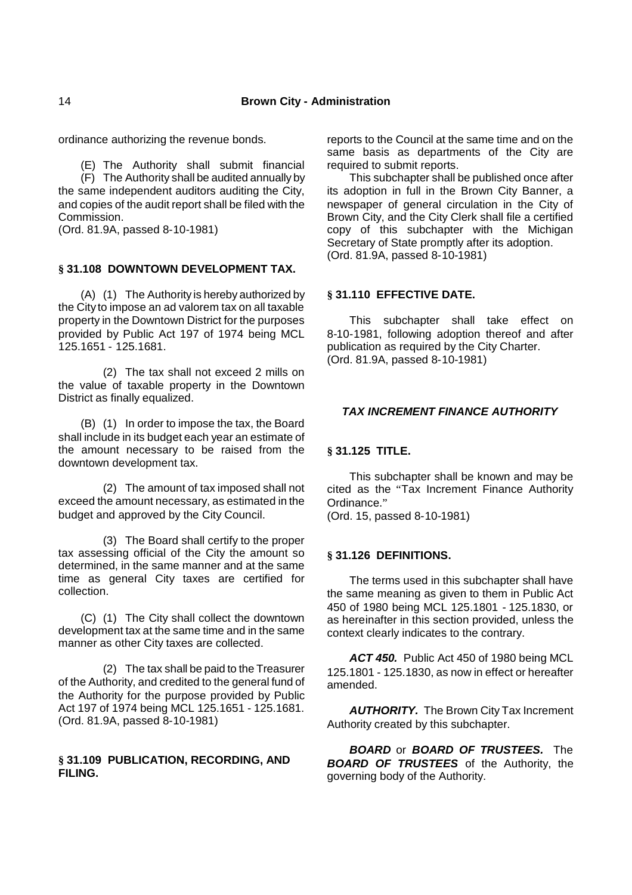ordinance authorizing the revenue bonds.

(E) The Authority shall submit financial reports to the Council at the same time and on the same basis as departments of the City are required to submit reports.

(F) The Authority shall be audited annually by the same independent auditors auditing the City, and copies of the audit report shall be filed with the Commission.
(Ord. 81.9A, passed 8-10-1981)

### § 31.108 DOWNTOWN DEVELOPMENT TAX.

(A) (1) The Authority is hereby authorized by the City to impose an ad valorem tax on all taxable property in the Downtown District for the purposes provided by Public Act 197 of 1974 being MCL 125.1651 - 125.1681.

(2) The tax shall not exceed 2 mills on the value of taxable property in the Downtown District as finally equalized.

(B) (1) In order to impose the tax, the Board shall include in its budget each year an estimate of the amount necessary to be raised from the downtown development tax.

(2) The amount of tax imposed shall not exceed the amount necessary, as estimated in the budget and approved by the City Council.

(3) The Board shall certify to the proper tax assessing official of the City the amount so determined, in the same manner and at the same time as general City taxes are certified for collection.

(C) (1) The City shall collect the downtown development tax at the same time and in the same manner as other City taxes are collected.

(2) The tax shall be paid to the Treasurer of the Authority, and credited to the general fund of the Authority for the purpose provided by Public Act 197 of 1974 being MCL 125.1651 - 125.1681.
(Ord. 81.9A, passed 8-10-1981)

### § 31.109 PUBLICATION, RECORDING, AND FILING.

This subchapter shall be published once after its adoption in full in the Brown City Banner, a newspaper of general circulation in the City of Brown City, and the City Clerk shall file a certified copy of this subchapter with the Michigan Secretary of State promptly after its adoption.
(Ord. 81.9A, passed 8-10-1981)

### § 31.110 EFFECTIVE DATE.

This subchapter shall take effect on 8-10-1981, following adoption thereof and after publication as required by the City Charter.
(Ord. 81.9A, passed 8-10-1981)

## *TAX INCREMENT FINANCE AUTHORITY*

### § 31.125 TITLE.

This subchapter shall be known and may be cited as the "Tax Increment Finance Authority Ordinance."
(Ord. 15, passed 8-10-1981)

### § 31.126 DEFINITIONS.

The terms used in this subchapter shall have the same meaning as given to them in Public Act 450 of 1980 being MCL 125.1801 - 125.1830, or as hereinafter in this section provided, unless the context clearly indicates to the contrary.

***ACT 450.*** Public Act 450 of 1980 being MCL 125.1801 - 125.1830, as now in effect or hereafter amended.

***AUTHORITY.*** The Brown City Tax Increment Authority created by this subchapter.

***BOARD*** or ***BOARD OF TRUSTEES.*** The ***BOARD OF TRUSTEES*** of the Authority, the governing body of the Authority.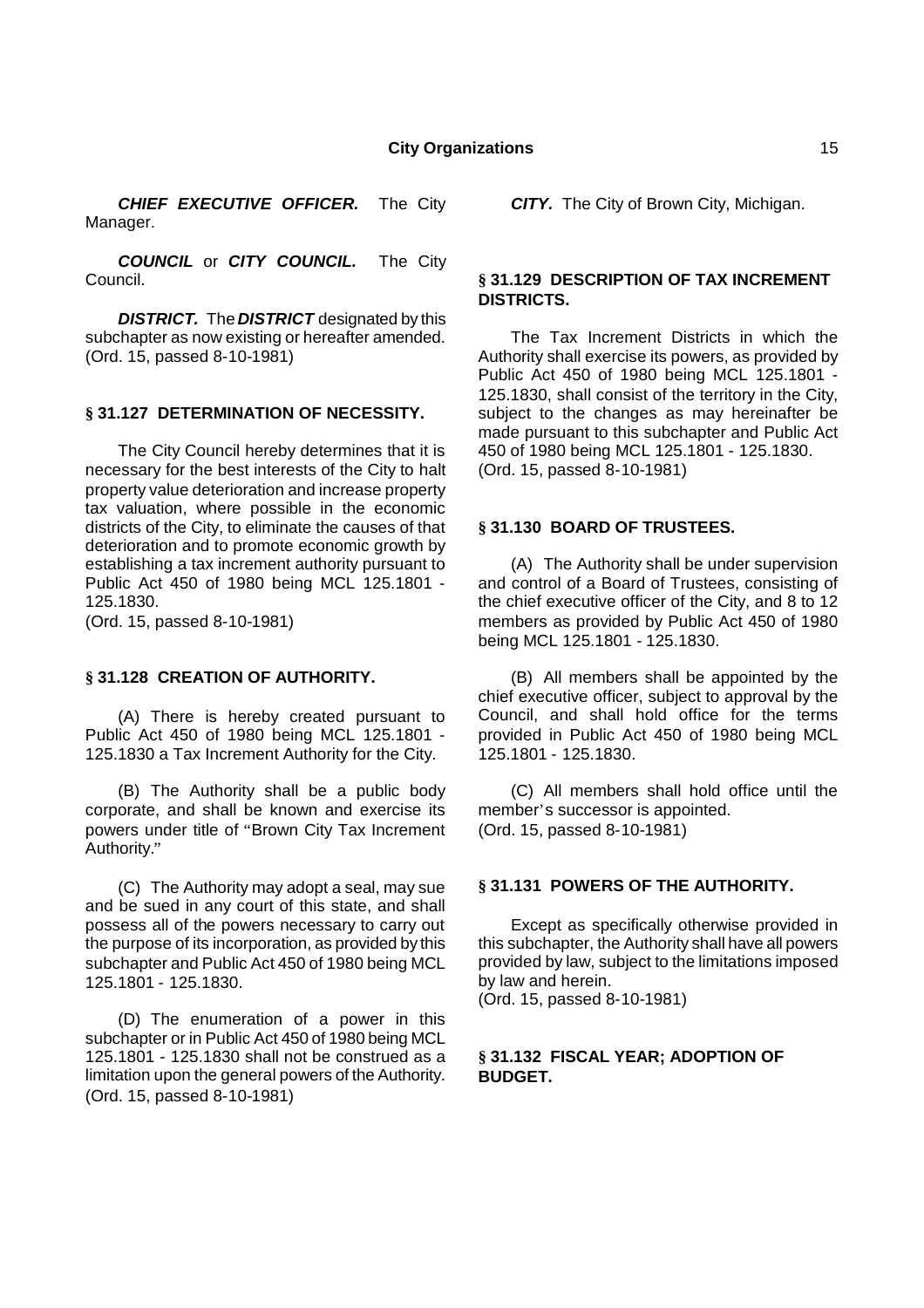***CHIEF EXECUTIVE OFFICER.*** The City Manager.

***COUNCIL*** or ***CITY COUNCIL.*** The City Council.

***DISTRICT.*** The ***DISTRICT*** designated by this subchapter as now existing or hereafter amended.
(Ord. 15, passed 8-10-1981)

### § 31.127 DETERMINATION OF NECESSITY.

The City Council hereby determines that it is necessary for the best interests of the City to halt property value deterioration and increase property tax valuation, where possible in the economic districts of the City, to eliminate the causes of that deterioration and to promote economic growth by establishing a tax increment authority pursuant to Public Act 450 of 1980 being MCL 125.1801 - 125.1830.
(Ord. 15, passed 8-10-1981)

### § 31.128 CREATION OF AUTHORITY.

(A) There is hereby created pursuant to Public Act 450 of 1980 being MCL 125.1801 - 125.1830 a Tax Increment Authority for the City.

(B) The Authority shall be a public body corporate, and shall be known and exercise its powers under title of "Brown City Tax Increment Authority."

(C) The Authority may adopt a seal, may sue and be sued in any court of this state, and shall possess all of the powers necessary to carry out the purpose of its incorporation, as provided by this subchapter and Public Act 450 of 1980 being MCL 125.1801 - 125.1830.

(D) The enumeration of a power in this subchapter or in Public Act 450 of 1980 being MCL 125.1801 - 125.1830 shall not be construed as a limitation upon the general powers of the Authority.
(Ord. 15, passed 8-10-1981)

***CITY.*** The City of Brown City, Michigan.

### § 31.129 DESCRIPTION OF TAX INCREMENT DISTRICTS.

The Tax Increment Districts in which the Authority shall exercise its powers, as provided by Public Act 450 of 1980 being MCL 125.1801 - 125.1830, shall consist of the territory in the City, subject to the changes as may hereinafter be made pursuant to this subchapter and Public Act 450 of 1980 being MCL 125.1801 - 125.1830.
(Ord. 15, passed 8-10-1981)

### § 31.130 BOARD OF TRUSTEES.

(A) The Authority shall be under supervision and control of a Board of Trustees, consisting of the chief executive officer of the City, and 8 to 12 members as provided by Public Act 450 of 1980 being MCL 125.1801 - 125.1830.

(B) All members shall be appointed by the chief executive officer, subject to approval by the Council, and shall hold office for the terms provided in Public Act 450 of 1980 being MCL 125.1801 - 125.1830.

(C) All members shall hold office until the member's successor is appointed.
(Ord. 15, passed 8-10-1981)

### § 31.131 POWERS OF THE AUTHORITY.

Except as specifically otherwise provided in this subchapter, the Authority shall have all powers provided by law, subject to the limitations imposed by law and herein.
(Ord. 15, passed 8-10-1981)

### § 31.132 FISCAL YEAR; ADOPTION OF BUDGET.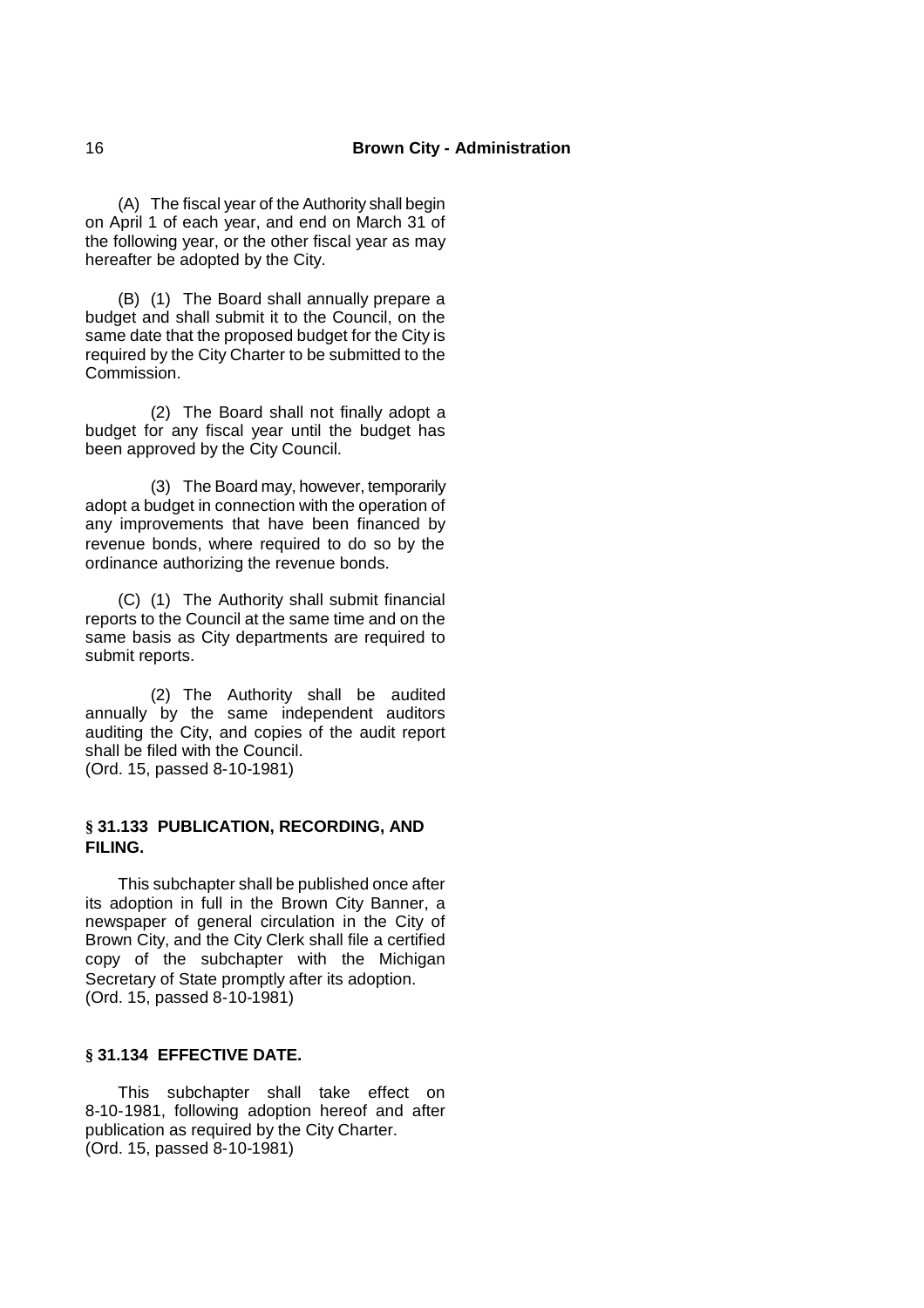(A) The fiscal year of the Authority shall begin on April 1 of each year, and end on March 31 of the following year, or the other fiscal year as may hereafter be adopted by the City.

(B) (1) The Board shall annually prepare a budget and shall submit it to the Council, on the same date that the proposed budget for the City is required by the City Charter to be submitted to the Commission.

(2) The Board shall not finally adopt a budget for any fiscal year until the budget has been approved by the City Council.

(3) The Board may, however, temporarily adopt a budget in connection with the operation of any improvements that have been financed by revenue bonds, where required to do so by the ordinance authorizing the revenue bonds.

(C) (1) The Authority shall submit financial reports to the Council at the same time and on the same basis as City departments are required to submit reports.

(2) The Authority shall be audited annually by the same independent auditors auditing the City, and copies of the audit report shall be filed with the Council.
(Ord. 15, passed 8-10-1981)

### § 31.133 PUBLICATION, RECORDING, AND FILING.

This subchapter shall be published once after its adoption in full in the Brown City Banner, a newspaper of general circulation in the City of Brown City, and the City Clerk shall file a certified copy of the subchapter with the Michigan Secretary of State promptly after its adoption.
(Ord. 15, passed 8-10-1981)

### § 31.134 EFFECTIVE DATE.

This subchapter shall take effect on 8-10-1981, following adoption hereof and after publication as required by the City Charter.
(Ord. 15, passed 8-10-1981)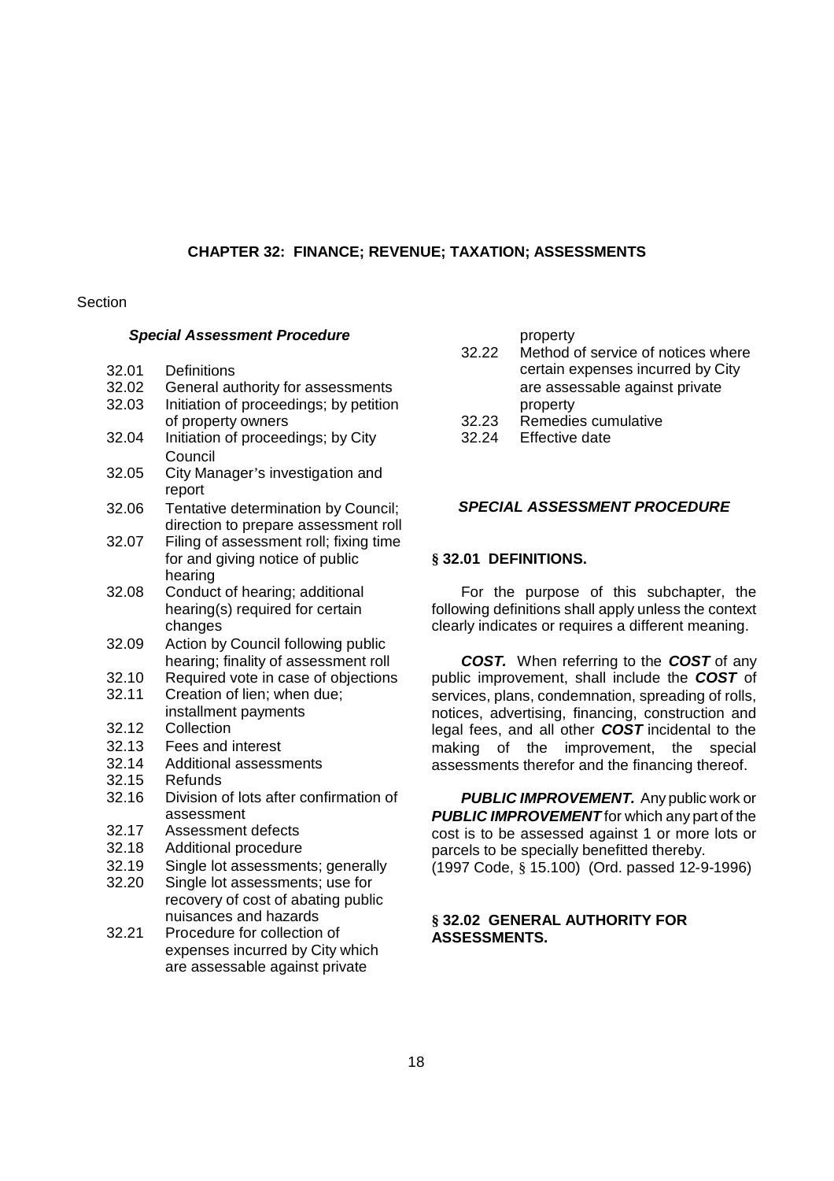# CHAPTER 32: FINANCE; REVENUE; TAXATION; ASSESSMENTS

Section

***Special Assessment Procedure***

- 32.01 Definitions
- 32.02 General authority for assessments
- 32.03 Initiation of proceedings; by petition of property owners
- 32.04 Initiation of proceedings; by City Council
- 32.05 City Manager's investigation and report
- 32.06 Tentative determination by Council; direction to prepare assessment roll
- 32.07 Filing of assessment roll; fixing time for and giving notice of public hearing
- 32.08 Conduct of hearing; additional hearing(s) required for certain changes
- 32.09 Action by Council following public hearing; finality of assessment roll
- 32.10 Required vote in case of objections
- 32.11 Creation of lien; when due; installment payments
- 32.12 Collection
- 32.13 Fees and interest
- 32.14 Additional assessments
- 32.15 Refunds
- 32.16 Division of lots after confirmation of assessment
- 32.17 Assessment defects
- 32.18 Additional procedure
- 32.19 Single lot assessments; generally
- 32.20 Single lot assessments; use for recovery of cost of abating public nuisances and hazards
- 32.21 Procedure for collection of expenses incurred by City which are assessable against private property
- 32.22 Method of service of notices where certain expenses incurred by City are assessable against private property
- 32.23 Remedies cumulative
- 32.24 Effective date

## *SPECIAL ASSESSMENT PROCEDURE*

### § 32.01 DEFINITIONS.

For the purpose of this subchapter, the following definitions shall apply unless the context clearly indicates or requires a different meaning.

***COST.*** When referring to the ***COST*** of any public improvement, shall include the ***COST*** of services, plans, condemnation, spreading of rolls, notices, advertising, financing, construction and legal fees, and all other ***COST*** incidental to the making of the improvement, the special assessments therefor and the financing thereof.

***PUBLIC IMPROVEMENT.*** Any public work or ***PUBLIC IMPROVEMENT*** for which any part of the cost is to be assessed against 1 or more lots or parcels to be specially benefitted thereby.
(1997 Code, § 15.100) (Ord. passed 12-9-1996)

### § 32.02 GENERAL AUTHORITY FOR ASSESSMENTS.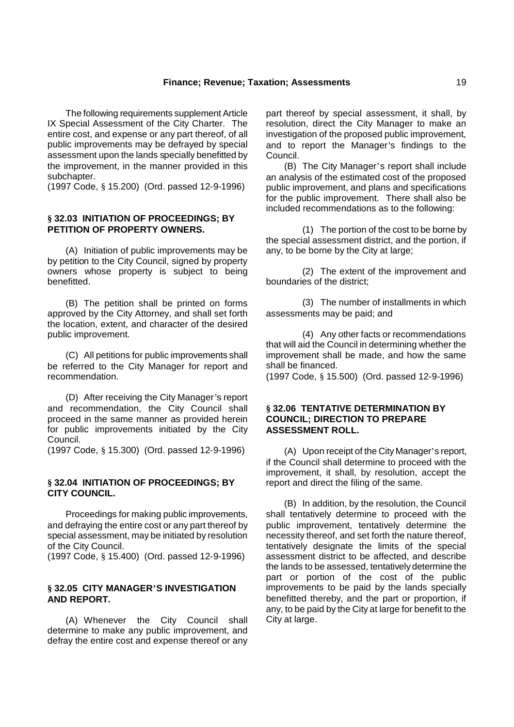The following requirements supplement Article IX Special Assessment of the City Charter. The entire cost, and expense or any part thereof, of all public improvements may be defrayed by special assessment upon the lands specially benefitted by the improvement, in the manner provided in this subchapter.
(1997 Code, § 15.200) (Ord. passed 12-9-1996)

### § 32.03 INITIATION OF PROCEEDINGS; BY PETITION OF PROPERTY OWNERS.

(A) Initiation of public improvements may be by petition to the City Council, signed by property owners whose property is subject to being benefitted.

(B) The petition shall be printed on forms approved by the City Attorney, and shall set forth the location, extent, and character of the desired public improvement.

(C) All petitions for public improvements shall be referred to the City Manager for report and recommendation.

(D) After receiving the City Manager's report and recommendation, the City Council shall proceed in the same manner as provided herein for public improvements initiated by the City Council.
(1997 Code, § 15.300) (Ord. passed 12-9-1996)

### § 32.04 INITIATION OF PROCEEDINGS; BY CITY COUNCIL.

Proceedings for making public improvements, and defraying the entire cost or any part thereof by special assessment, may be initiated by resolution of the City Council.
(1997 Code, § 15.400) (Ord. passed 12-9-1996)

### § 32.05 CITY MANAGER'S INVESTIGATION AND REPORT.

(A) Whenever the City Council shall determine to make any public improvement, and defray the entire cost and expense thereof or any part thereof by special assessment, it shall, by resolution, direct the City Manager to make an investigation of the proposed public improvement, and to report the Manager's findings to the Council.

(B) The City Manager's report shall include an analysis of the estimated cost of the proposed public improvement, and plans and specifications for the public improvement. There shall also be included recommendations as to the following:

(1) The portion of the cost to be borne by the special assessment district, and the portion, if any, to be borne by the City at large;

(2) The extent of the improvement and boundaries of the district;

(3) The number of installments in which assessments may be paid; and

(4) Any other facts or recommendations that will aid the Council in determining whether the improvement shall be made, and how the same shall be financed.
(1997 Code, § 15.500) (Ord. passed 12-9-1996)

### § 32.06 TENTATIVE DETERMINATION BY COUNCIL; DIRECTION TO PREPARE ASSESSMENT ROLL.

(A) Upon receipt of the City Manager's report, if the Council shall determine to proceed with the improvement, it shall, by resolution, accept the report and direct the filing of the same.

(B) In addition, by the resolution, the Council shall tentatively determine to proceed with the public improvement, tentatively determine the necessity thereof, and set forth the nature thereof, tentatively designate the limits of the special assessment district to be affected, and describe the lands to be assessed, tentatively determine the part or portion of the cost of the public improvements to be paid by the lands specially benefitted thereby, and the part or proportion, if any, to be paid by the City at large for benefit to the City at large.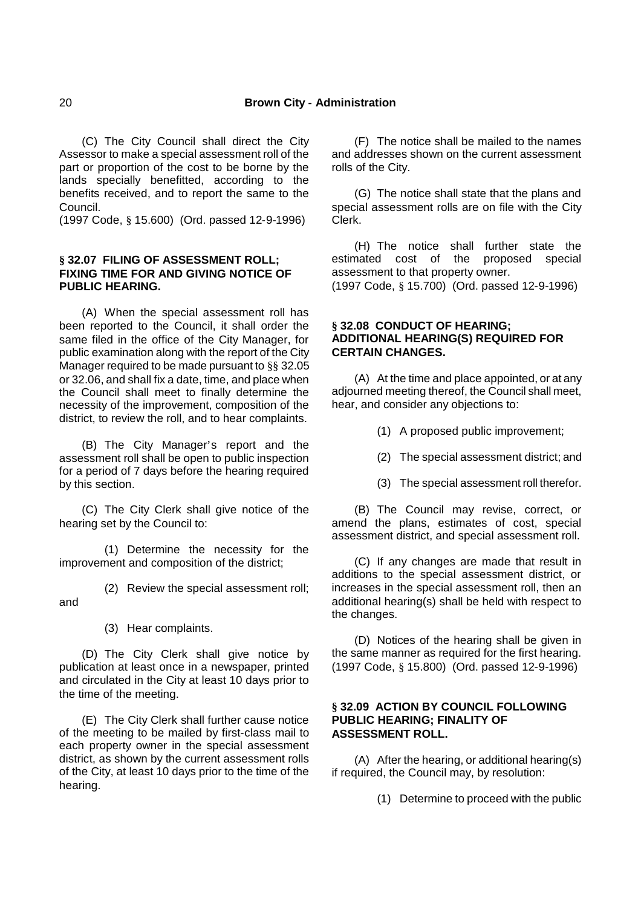(C) The City Council shall direct the City Assessor to make a special assessment roll of the part or proportion of the cost to be borne by the lands specially benefitted, according to the benefits received, and to report the same to the Council.
(1997 Code, § 15.600) (Ord. passed 12-9-1996)

**§ 32.07 FILING OF ASSESSMENT ROLL; FIXING TIME FOR AND GIVING NOTICE OF PUBLIC HEARING.**

(A) When the special assessment roll has been reported to the Council, it shall order the same filed in the office of the City Manager, for public examination along with the report of the City Manager required to be made pursuant to §§ 32.05 or 32.06, and shall fix a date, time, and place when the Council shall meet to finally determine the necessity of the improvement, composition of the district, to review the roll, and to hear complaints.

(B) The City Manager's report and the assessment roll shall be open to public inspection for a period of 7 days before the hearing required by this section.

(C) The City Clerk shall give notice of the hearing set by the Council to:

(1) Determine the necessity for the improvement and composition of the district;

(2) Review the special assessment roll; and

(3) Hear complaints.

(D) The City Clerk shall give notice by publication at least once in a newspaper, printed and circulated in the City at least 10 days prior to the time of the meeting.

(E) The City Clerk shall further cause notice of the meeting to be mailed by first-class mail to each property owner in the special assessment district, as shown by the current assessment rolls of the City, at least 10 days prior to the time of the hearing.

(F) The notice shall be mailed to the names and addresses shown on the current assessment rolls of the City.

(G) The notice shall state that the plans and special assessment rolls are on file with the City Clerk.

(H) The notice shall further state the estimated cost of the proposed special assessment to that property owner.
(1997 Code, § 15.700) (Ord. passed 12-9-1996)

**§ 32.08 CONDUCT OF HEARING; ADDITIONAL HEARING(S) REQUIRED FOR CERTAIN CHANGES.**

(A) At the time and place appointed, or at any adjourned meeting thereof, the Council shall meet, hear, and consider any objections to:

(1) A proposed public improvement;

(2) The special assessment district; and

(3) The special assessment roll therefor.

(B) The Council may revise, correct, or amend the plans, estimates of cost, special assessment district, and special assessment roll.

(C) If any changes are made that result in additions to the special assessment district, or increases in the special assessment roll, then an additional hearing(s) shall be held with respect to the changes.

(D) Notices of the hearing shall be given in the same manner as required for the first hearing.
(1997 Code, § 15.800) (Ord. passed 12-9-1996)

**§ 32.09 ACTION BY COUNCIL FOLLOWING PUBLIC HEARING; FINALITY OF ASSESSMENT ROLL.**

(A) After the hearing, or additional hearing(s) if required, the Council may, by resolution:

(1) Determine to proceed with the public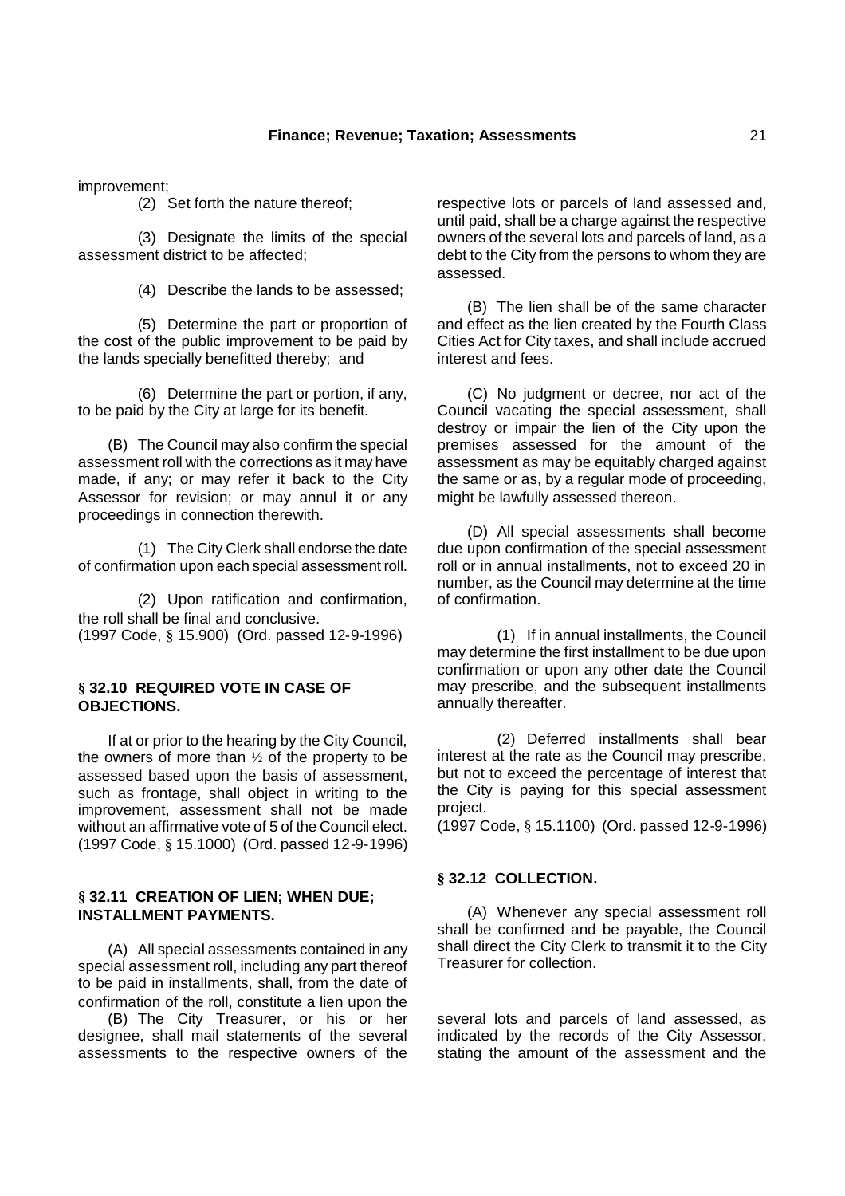improvement;

(2) Set forth the nature thereof;

(3) Designate the limits of the special assessment district to be affected;

(4) Describe the lands to be assessed;

(5) Determine the part or proportion of the cost of the public improvement to be paid by the lands specially benefitted thereby; and

(6) Determine the part or portion, if any, to be paid by the City at large for its benefit.

(B) The Council may also confirm the special assessment roll with the corrections as it may have made, if any; or may refer it back to the City Assessor for revision; or may annul it or any proceedings in connection therewith.

(1) The City Clerk shall endorse the date of confirmation upon each special assessment roll.

(2) Upon ratification and confirmation, the roll shall be final and conclusive.
(1997 Code, § 15.900) (Ord. passed 12-9-1996)

**§ 32.10 REQUIRED VOTE IN CASE OF OBJECTIONS.**

If at or prior to the hearing by the City Council, the owners of more than ½ of the property to be assessed based upon the basis of assessment, such as frontage, shall object in writing to the improvement, assessment shall not be made without an affirmative vote of 5 of the Council elect.
(1997 Code, § 15.1000) (Ord. passed 12-9-1996)

**§ 32.11 CREATION OF LIEN; WHEN DUE; INSTALLMENT PAYMENTS.**

(A) All special assessments contained in any special assessment roll, including any part thereof to be paid in installments, shall, from the date of confirmation of the roll, constitute a lien upon the respective lots or parcels of land assessed and, until paid, shall be a charge against the respective owners of the several lots and parcels of land, as a debt to the City from the persons to whom they are assessed.

(B) The lien shall be of the same character and effect as the lien created by the Fourth Class Cities Act for City taxes, and shall include accrued interest and fees.

(C) No judgment or decree, nor act of the Council vacating the special assessment, shall destroy or impair the lien of the City upon the premises assessed for the amount of the assessment as may be equitably charged against the same or as, by a regular mode of proceeding, might be lawfully assessed thereon.

(D) All special assessments shall become due upon confirmation of the special assessment roll or in annual installments, not to exceed 20 in number, as the Council may determine at the time of confirmation.

(1) If in annual installments, the Council may determine the first installment to be due upon confirmation or upon any other date the Council may prescribe, and the subsequent installments annually thereafter.

(2) Deferred installments shall bear interest at the rate as the Council may prescribe, but not to exceed the percentage of interest that the City is paying for this special assessment project.
(1997 Code, § 15.1100) (Ord. passed 12-9-1996)

**§ 32.12 COLLECTION.**

(A) Whenever any special assessment roll shall be confirmed and be payable, the Council shall direct the City Clerk to transmit it to the City Treasurer for collection.

(B) The City Treasurer, or his or her designee, shall mail statements of the several assessments to the respective owners of the several lots and parcels of land assessed, as indicated by the records of the City Assessor, stating the amount of the assessment and the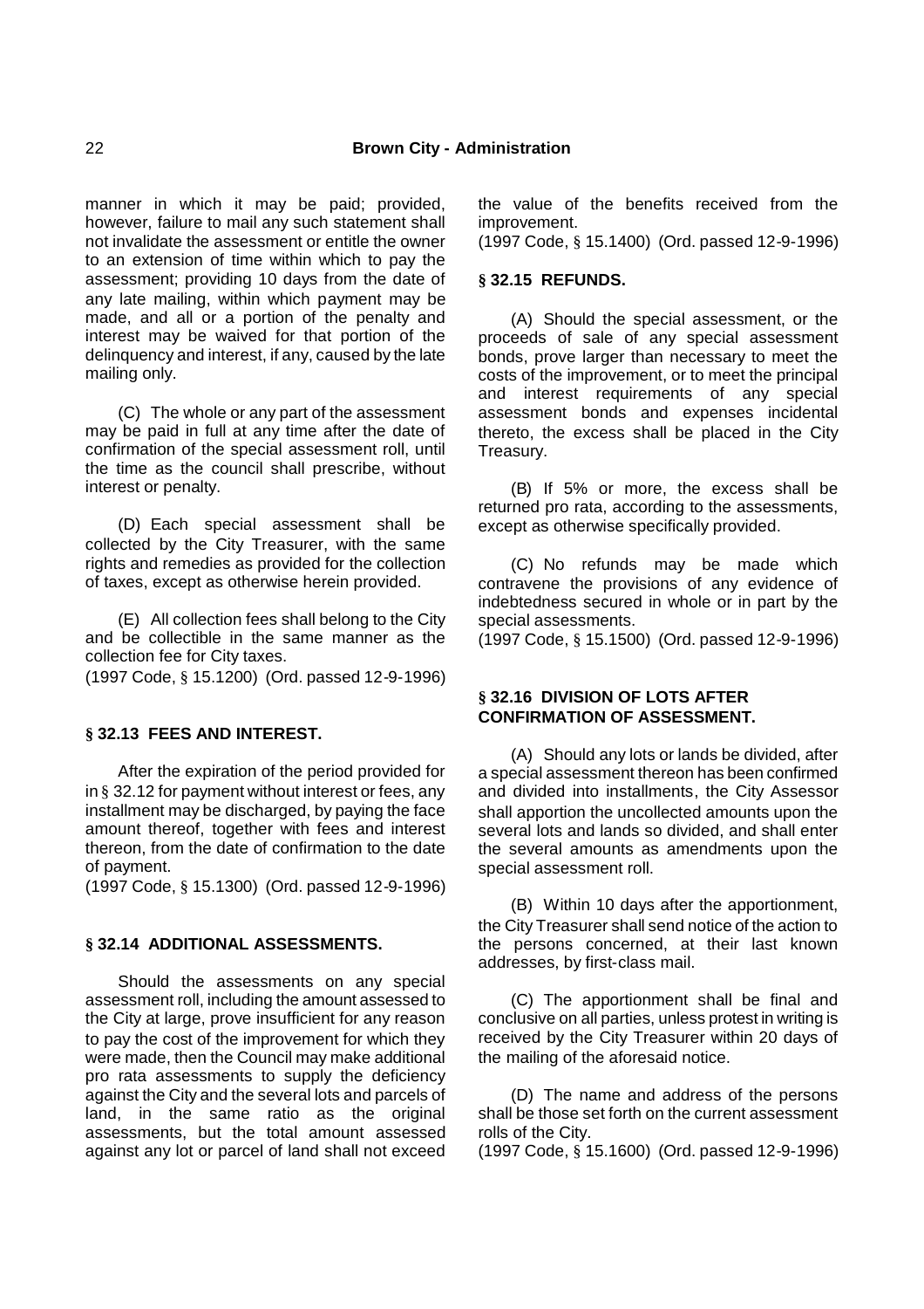manner in which it may be paid; provided, however, failure to mail any such statement shall not invalidate the assessment or entitle the owner to an extension of time within which to pay the assessment; providing 10 days from the date of any late mailing, within which payment may be made, and all or a portion of the penalty and interest may be waived for that portion of the delinquency and interest, if any, caused by the late mailing only.

(C) The whole or any part of the assessment may be paid in full at any time after the date of confirmation of the special assessment roll, until the time as the council shall prescribe, without interest or penalty.

(D) Each special assessment shall be collected by the City Treasurer, with the same rights and remedies as provided for the collection of taxes, except as otherwise herein provided.

(E) All collection fees shall belong to the City and be collectible in the same manner as the collection fee for City taxes.

(1997 Code, § 15.1200) (Ord. passed 12-9-1996)

### § 32.13 FEES AND INTEREST.

After the expiration of the period provided for in § 32.12 for payment without interest or fees, any installment may be discharged, by paying the face amount thereof, together with fees and interest thereon, from the date of confirmation to the date of payment.

(1997 Code, § 15.1300) (Ord. passed 12-9-1996)

### § 32.14 ADDITIONAL ASSESSMENTS.

Should the assessments on any special assessment roll, including the amount assessed to the City at large, prove insufficient for any reason to pay the cost of the improvement for which they were made, then the Council may make additional pro rata assessments to supply the deficiency against the City and the several lots and parcels of land, in the same ratio as the original assessments, but the total amount assessed against any lot or parcel of land shall not exceed the value of the benefits received from the improvement.

(1997 Code, § 15.1400) (Ord. passed 12-9-1996)

### § 32.15 REFUNDS.

(A) Should the special assessment, or the proceeds of sale of any special assessment bonds, prove larger than necessary to meet the costs of the improvement, or to meet the principal and interest requirements of any special assessment bonds and expenses incidental thereto, the excess shall be placed in the City Treasury.

(B) If 5% or more, the excess shall be returned pro rata, according to the assessments, except as otherwise specifically provided.

(C) No refunds may be made which contravene the provisions of any evidence of indebtedness secured in whole or in part by the special assessments.

(1997 Code, § 15.1500) (Ord. passed 12-9-1996)

### § 32.16 DIVISION OF LOTS AFTER CONFIRMATION OF ASSESSMENT.

(A) Should any lots or lands be divided, after a special assessment thereon has been confirmed and divided into installments, the City Assessor shall apportion the uncollected amounts upon the several lots and lands so divided, and shall enter the several amounts as amendments upon the special assessment roll.

(B) Within 10 days after the apportionment, the City Treasurer shall send notice of the action to the persons concerned, at their last known addresses, by first-class mail.

(C) The apportionment shall be final and conclusive on all parties, unless protest in writing is received by the City Treasurer within 20 days of the mailing of the aforesaid notice.

(D) The name and address of the persons shall be those set forth on the current assessment rolls of the City.

(1997 Code, § 15.1600) (Ord. passed 12-9-1996)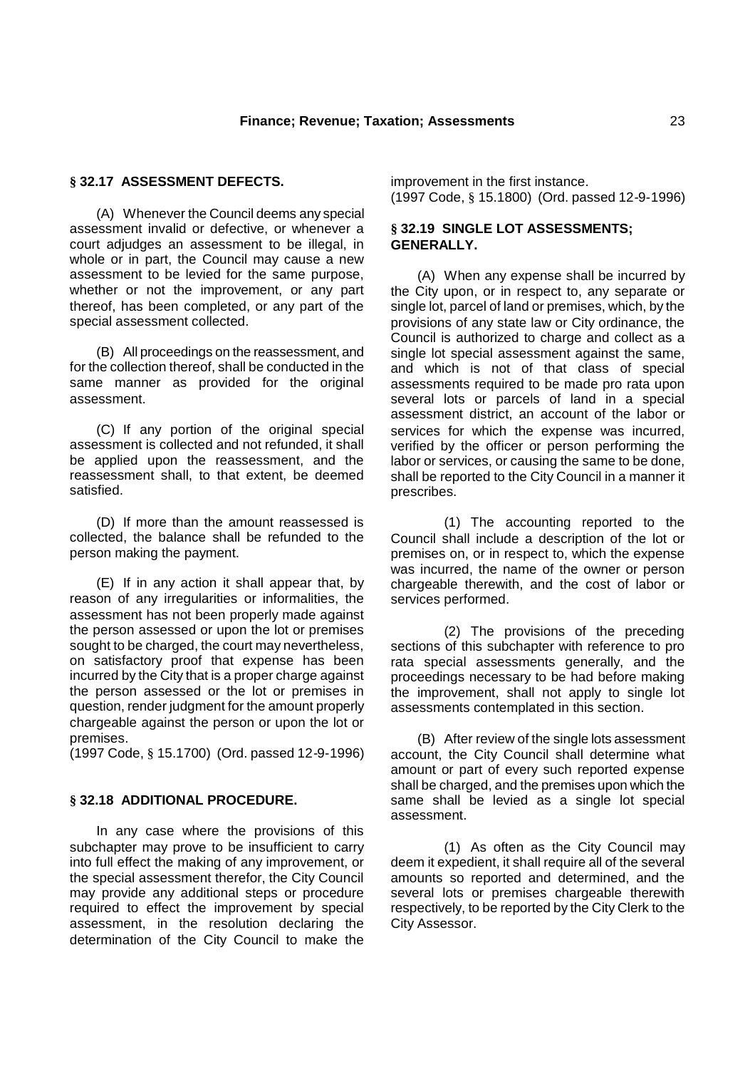### § 32.17 ASSESSMENT DEFECTS.

(A) Whenever the Council deems any special assessment invalid or defective, or whenever a court adjudges an assessment to be illegal, in whole or in part, the Council may cause a new assessment to be levied for the same purpose, whether or not the improvement, or any part thereof, has been completed, or any part of the special assessment collected.

(B) All proceedings on the reassessment, and for the collection thereof, shall be conducted in the same manner as provided for the original assessment.

(C) If any portion of the original special assessment is collected and not refunded, it shall be applied upon the reassessment, and the reassessment shall, to that extent, be deemed satisfied.

(D) If more than the amount reassessed is collected, the balance shall be refunded to the person making the payment.

(E) If in any action it shall appear that, by reason of any irregularities or informalities, the assessment has not been properly made against the person assessed or upon the lot or premises sought to be charged, the court may nevertheless, on satisfactory proof that expense has been incurred by the City that is a proper charge against the person assessed or the lot or premises in question, render judgment for the amount properly chargeable against the person or upon the lot or premises.
(1997 Code, § 15.1700) (Ord. passed 12-9-1996)

### § 32.18 ADDITIONAL PROCEDURE.

In any case where the provisions of this subchapter may prove to be insufficient to carry into full effect the making of any improvement, or the special assessment therefor, the City Council may provide any additional steps or procedure required to effect the improvement by special assessment, in the resolution declaring the determination of the City Council to make the improvement in the first instance.
(1997 Code, § 15.1800) (Ord. passed 12-9-1996)

### § 32.19 SINGLE LOT ASSESSMENTS; GENERALLY.

(A) When any expense shall be incurred by the City upon, or in respect to, any separate or single lot, parcel of land or premises, which, by the provisions of any state law or City ordinance, the Council is authorized to charge and collect as a single lot special assessment against the same, and which is not of that class of special assessments required to be made pro rata upon several lots or parcels of land in a special assessment district, an account of the labor or services for which the expense was incurred, verified by the officer or person performing the labor or services, or causing the same to be done, shall be reported to the City Council in a manner it prescribes.

(1) The accounting reported to the Council shall include a description of the lot or premises on, or in respect to, which the expense was incurred, the name of the owner or person chargeable therewith, and the cost of labor or services performed.

(2) The provisions of the preceding sections of this subchapter with reference to pro rata special assessments generally, and the proceedings necessary to be had before making the improvement, shall not apply to single lot assessments contemplated in this section.

(B) After review of the single lots assessment account, the City Council shall determine what amount or part of every such reported expense shall be charged, and the premises upon which the same shall be levied as a single lot special assessment.

(1) As often as the City Council may deem it expedient, it shall require all of the several amounts so reported and determined, and the several lots or premises chargeable therewith respectively, to be reported by the City Clerk to the City Assessor.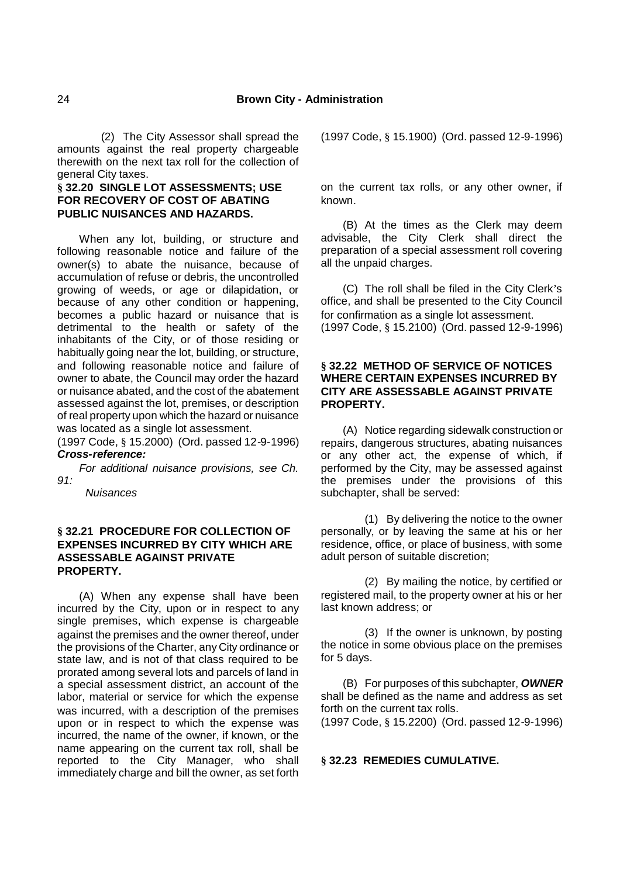(2) The City Assessor shall spread the amounts against the real property chargeable therewith on the next tax roll for the collection of general City taxes.

(1997 Code, § 15.1900) (Ord. passed 12-9-1996)

### § 32.20 SINGLE LOT ASSESSMENTS; USE FOR RECOVERY OF COST OF ABATING PUBLIC NUISANCES AND HAZARDS.

When any lot, building, or structure and following reasonable notice and failure of the owner(s) to abate the nuisance, because of accumulation of refuse or debris, the uncontrolled growing of weeds, or age or dilapidation, or because of any other condition or happening, becomes a public hazard or nuisance that is detrimental to the health or safety of the inhabitants of the City, or of those residing or habitually going near the lot, building, or structure, and following reasonable notice and failure of owner to abate, the Council may order the hazard or nuisance abated, and the cost of the abatement assessed against the lot, premises, or description of real property upon which the hazard or nuisance was located as a single lot assessment.

(1997 Code, § 15.2000) (Ord. passed 12-9-1996)

***Cross-reference:***

*For additional nuisance provisions, see Ch. 91: Nuisances*

### § 32.21 PROCEDURE FOR COLLECTION OF EXPENSES INCURRED BY CITY WHICH ARE ASSESSABLE AGAINST PRIVATE PROPERTY.

(A) When any expense shall have been incurred by the City, upon or in respect to any single premises, which expense is chargeable against the premises and the owner thereof, under the provisions of the Charter, any City ordinance or state law, and is not of that class required to be prorated among several lots and parcels of land in a special assessment district, an account of the labor, material or service for which the expense was incurred, with a description of the premises upon or in respect to which the expense was incurred, the name of the owner, if known, or the name appearing on the current tax roll, shall be reported to the City Manager, who shall immediately charge and bill the owner, as set forth on the current tax rolls, or any other owner, if known.

(B) At the times as the Clerk may deem advisable, the City Clerk shall direct the preparation of a special assessment roll covering all the unpaid charges.

(C) The roll shall be filed in the City Clerk's office, and shall be presented to the City Council for confirmation as a single lot assessment.

(1997 Code, § 15.2100) (Ord. passed 12-9-1996)

### § 32.22 METHOD OF SERVICE OF NOTICES WHERE CERTAIN EXPENSES INCURRED BY CITY ARE ASSESSABLE AGAINST PRIVATE PROPERTY.

(A) Notice regarding sidewalk construction or repairs, dangerous structures, abating nuisances or any other act, the expense of which, if performed by the City, may be assessed against the premises under the provisions of this subchapter, shall be served:

(1) By delivering the notice to the owner personally, or by leaving the same at his or her residence, office, or place of business, with some adult person of suitable discretion;

(2) By mailing the notice, by certified or registered mail, to the property owner at his or her last known address; or

(3) If the owner is unknown, by posting the notice in some obvious place on the premises for 5 days.

(B) For purposes of this subchapter, ***OWNER*** shall be defined as the name and address as set forth on the current tax rolls.

(1997 Code, § 15.2200) (Ord. passed 12-9-1996)

### § 32.23 REMEDIES CUMULATIVE.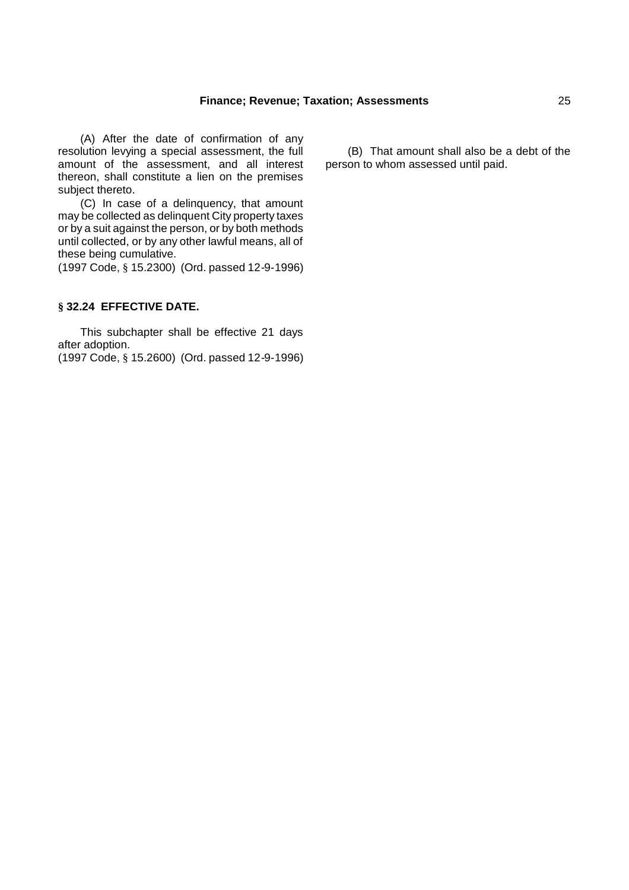(A) After the date of confirmation of any resolution levying a special assessment, the full amount of the assessment, and all interest thereon, shall constitute a lien on the premises subject thereto.

(B) That amount shall also be a debt of the person to whom assessed until paid.

(C) In case of a delinquency, that amount may be collected as delinquent City property taxes or by a suit against the person, or by both methods until collected, or by any other lawful means, all of these being cumulative.
(1997 Code, § 15.2300) (Ord. passed 12-9-1996)

### § 32.24 EFFECTIVE DATE.

This subchapter shall be effective 21 days after adoption.
(1997 Code, § 15.2600) (Ord. passed 12-9-1996)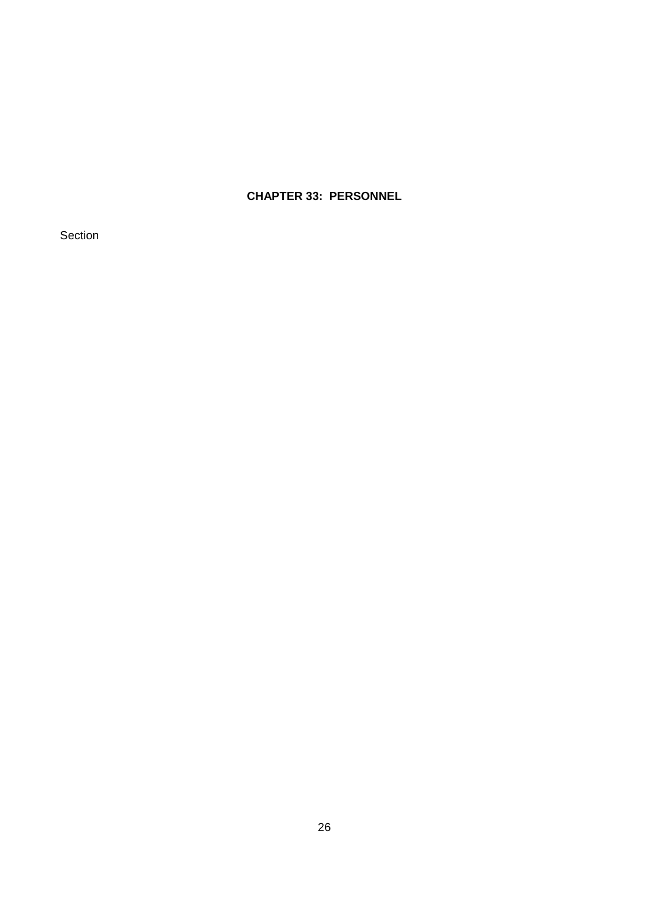## CHAPTER 33: PERSONNEL

Section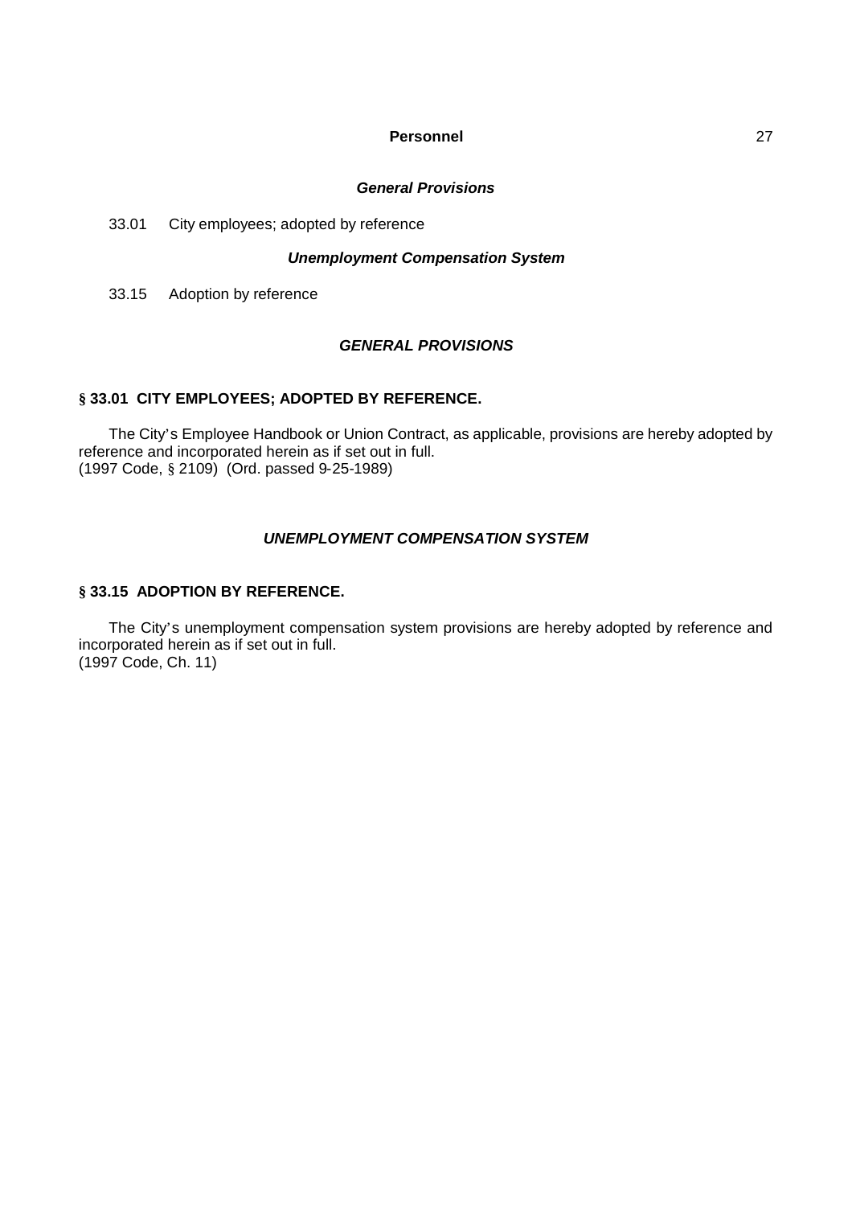### *General Provisions*

33.01 City employees; adopted by reference

### *Unemployment Compensation System*

33.15 Adoption by reference

## *GENERAL PROVISIONS*

### § 33.01 CITY EMPLOYEES; ADOPTED BY REFERENCE.

The City's Employee Handbook or Union Contract, as applicable, provisions are hereby adopted by reference and incorporated herein as if set out in full.
(1997 Code, § 2109) (Ord. passed 9-25-1989)

## *UNEMPLOYMENT COMPENSATION SYSTEM*

### § 33.15 ADOPTION BY REFERENCE.

The City's unemployment compensation system provisions are hereby adopted by reference and incorporated herein as if set out in full.
(1997 Code, Ch. 11)